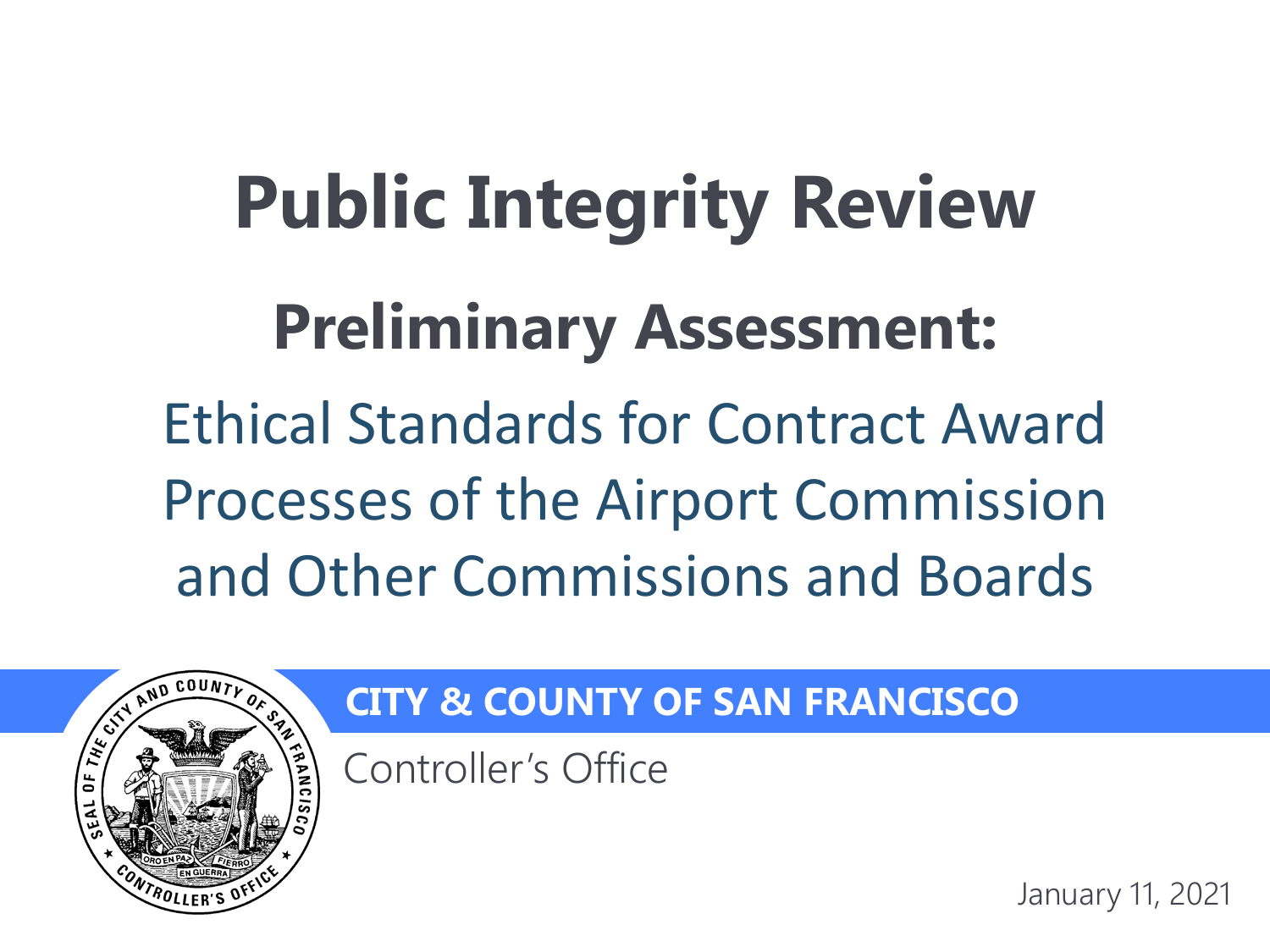# Public Integrity Review

## Preliminary Assessment:

Ethical Standards for Contract Award Processes of the Airport Commission and Other Commissions and Boards

**CITY & COUNTY OF SAN FRANCISCO**

Controller's Office

January 11, 2021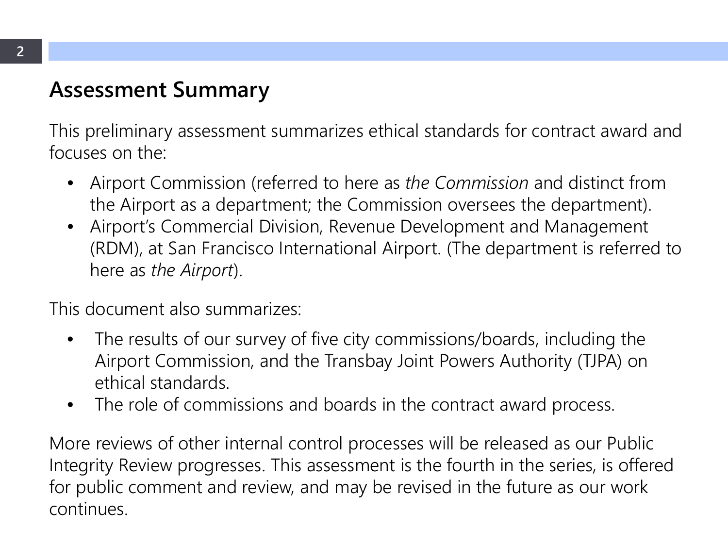## Assessment Summary

This preliminary assessment summarizes ethical standards for contract award and focuses on the:

- Airport Commission (referred to here as *the Commission* and distinct from the Airport as a department; the Commission oversees the department).
- Airport's Commercial Division, Revenue Development and Management (RDM), at San Francisco International Airport. (The department is referred to here as *the Airport*).

This document also summarizes:

- The results of our survey of five city commissions/boards, including the Airport Commission, and the Transbay Joint Powers Authority (TJPA) on ethical standards.
- The role of commissions and boards in the contract award process.

More reviews of other internal control processes will be released as our Public Integrity Review progresses. This assessment is the fourth in the series, is offered for public comment and review, and may be revised in the future as our work continues.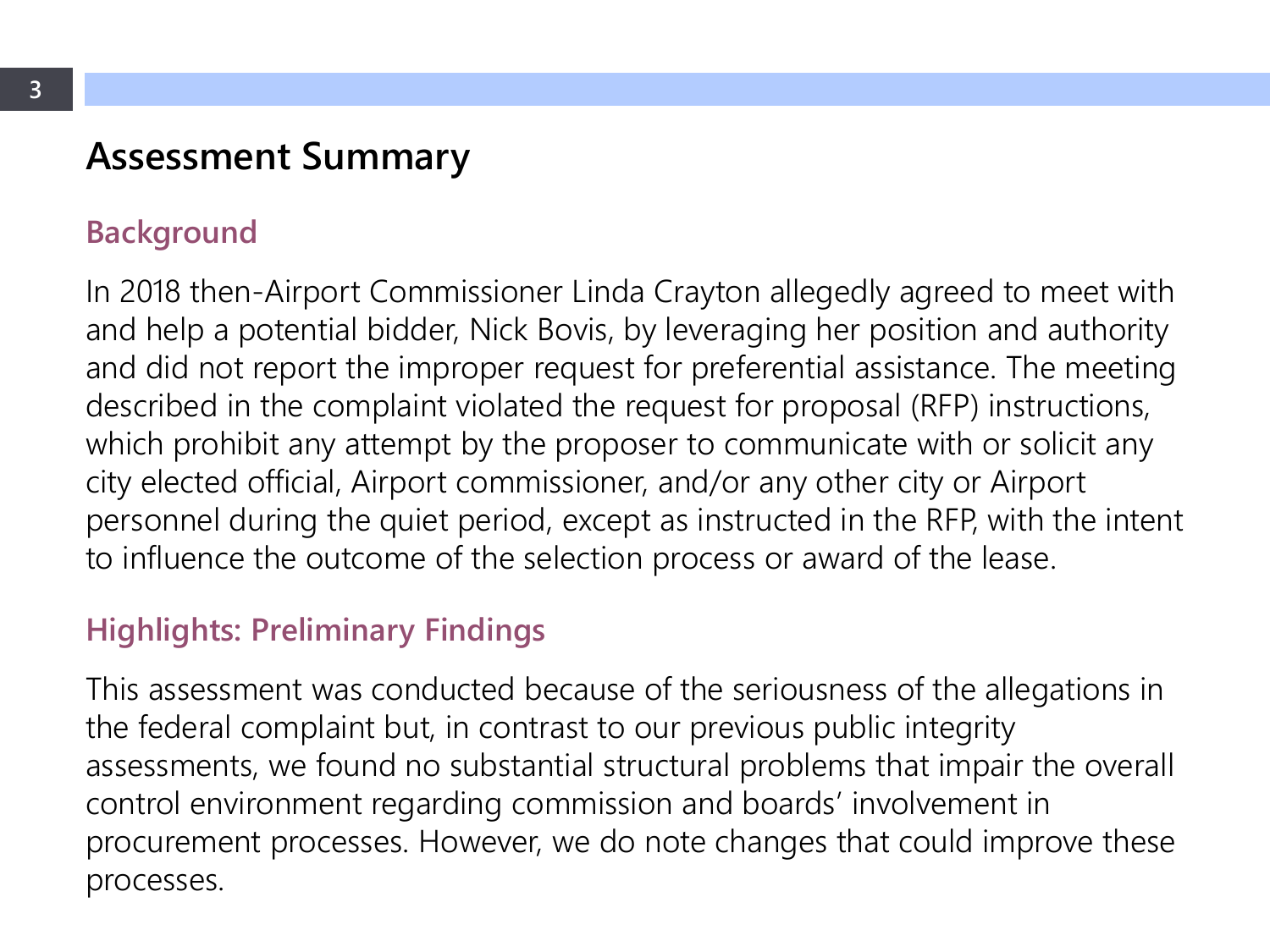## Assessment Summary

### Background

In 2018 then-Airport Commissioner Linda Crayton allegedly agreed to meet with and help a potential bidder, Nick Bovis, by leveraging her position and authority and did not report the improper request for preferential assistance. The meeting described in the complaint violated the request for proposal (RFP) instructions, which prohibit any attempt by the proposer to communicate with or solicit any city elected official, Airport commissioner, and/or any other city or Airport personnel during the quiet period, except as instructed in the RFP, with the intent to influence the outcome of the selection process or award of the lease.

### Highlights: Preliminary Findings

This assessment was conducted because of the seriousness of the allegations in the federal complaint but, in contrast to our previous public integrity assessments, we found no substantial structural problems that impair the overall control environment regarding commission and boards' involvement in procurement processes. However, we do note changes that could improve these processes.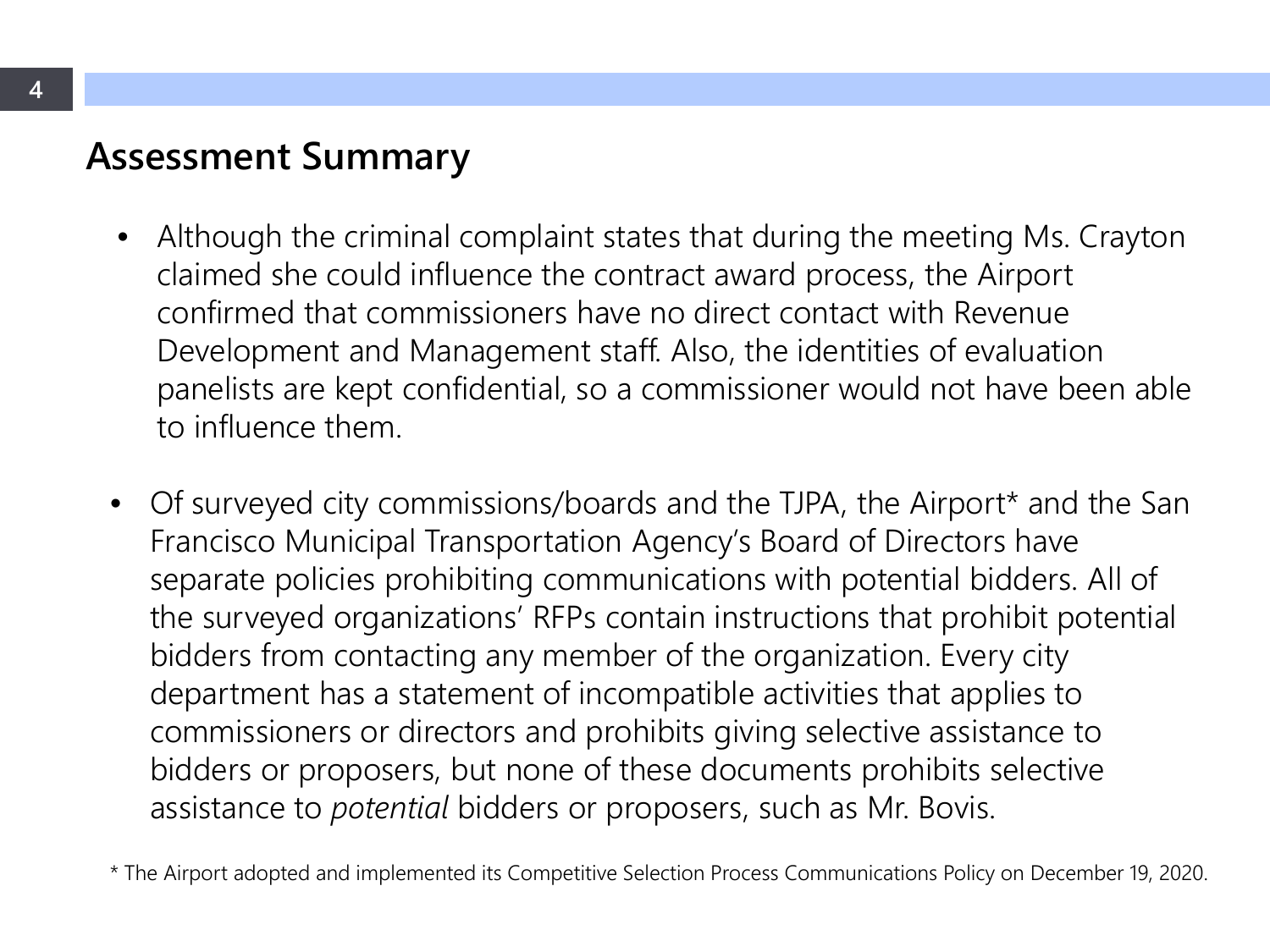## Assessment Summary

- Although the criminal complaint states that during the meeting Ms. Crayton claimed she could influence the contract award process, the Airport confirmed that commissioners have no direct contact with Revenue Development and Management staff. Also, the identities of evaluation panelists are kept confidential, so a commissioner would not have been able to influence them.

- Of surveyed city commissions/boards and the TJPA, the Airport* and the San Francisco Municipal Transportation Agency's Board of Directors have separate policies prohibiting communications with potential bidders. All of the surveyed organizations' RFPs contain instructions that prohibit potential bidders from contacting any member of the organization. Every city department has a statement of incompatible activities that applies to commissioners or directors and prohibits giving selective assistance to bidders or proposers, but none of these documents prohibits selective assistance to *potential* bidders or proposers, such as Mr. Bovis.

\* The Airport adopted and implemented its Competitive Selection Process Communications Policy on December 19, 2020.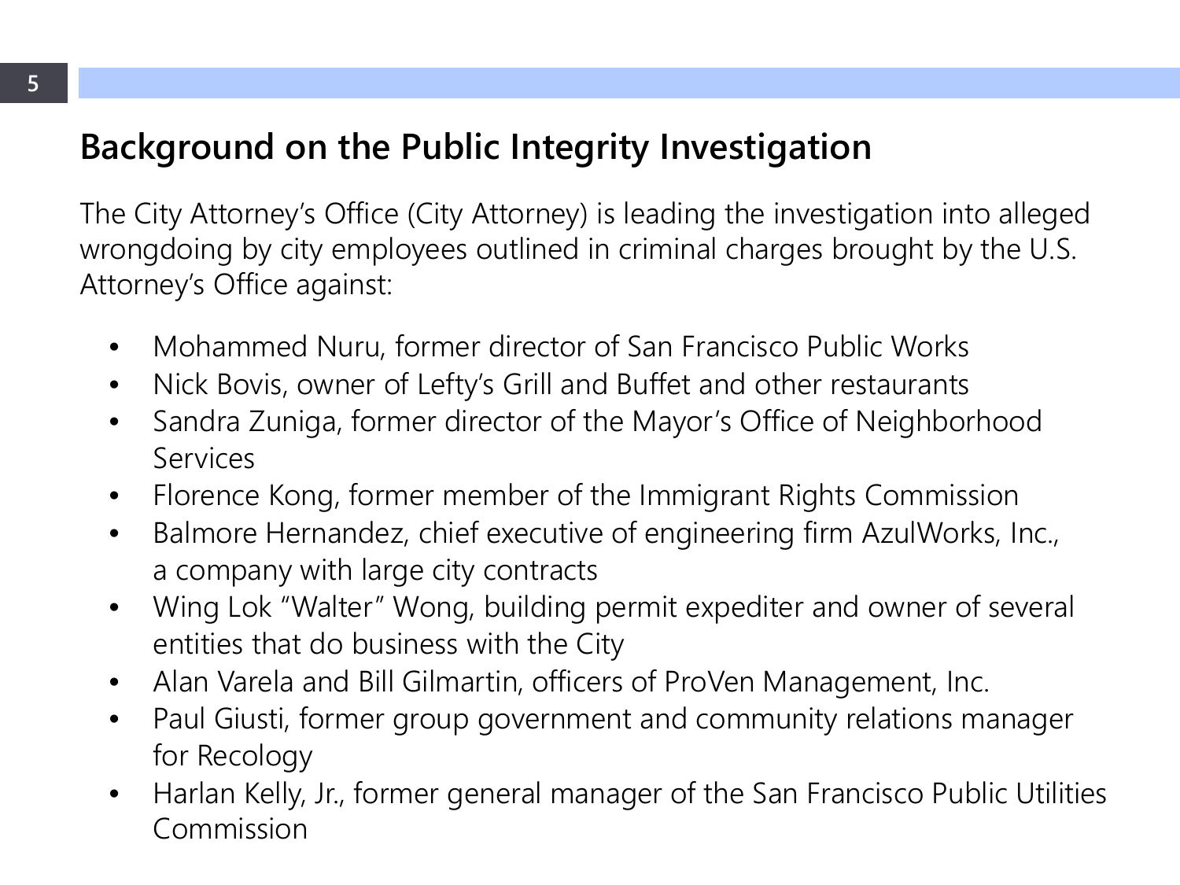## Background on the Public Integrity Investigation

The City Attorney's Office (City Attorney) is leading the investigation into alleged wrongdoing by city employees outlined in criminal charges brought by the U.S. Attorney's Office against:

- Mohammed Nuru, former director of San Francisco Public Works
- Nick Bovis, owner of Lefty's Grill and Buffet and other restaurants
- Sandra Zuniga, former director of the Mayor's Office of Neighborhood Services
- Florence Kong, former member of the Immigrant Rights Commission
- Balmore Hernandez, chief executive of engineering firm AzulWorks, Inc., a company with large city contracts
- Wing Lok "Walter" Wong, building permit expediter and owner of several entities that do business with the City
- Alan Varela and Bill Gilmartin, officers of ProVen Management, Inc.
- Paul Giusti, former group government and community relations manager for Recology
- Harlan Kelly, Jr., former general manager of the San Francisco Public Utilities Commission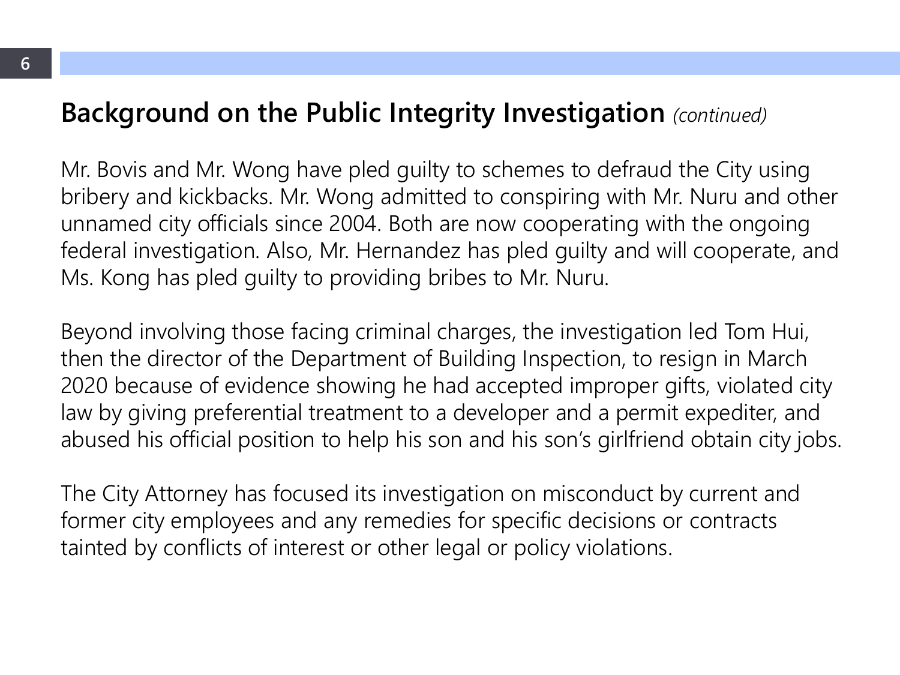## Background on the Public Integrity Investigation *(continued)*

Mr. Bovis and Mr. Wong have pled guilty to schemes to defraud the City using bribery and kickbacks. Mr. Wong admitted to conspiring with Mr. Nuru and other unnamed city officials since 2004. Both are now cooperating with the ongoing federal investigation. Also, Mr. Hernandez has pled guilty and will cooperate, and Ms. Kong has pled guilty to providing bribes to Mr. Nuru.

Beyond involving those facing criminal charges, the investigation led Tom Hui, then the director of the Department of Building Inspection, to resign in March 2020 because of evidence showing he had accepted improper gifts, violated city law by giving preferential treatment to a developer and a permit expediter, and abused his official position to help his son and his son's girlfriend obtain city jobs.

The City Attorney has focused its investigation on misconduct by current and former city employees and any remedies for specific decisions or contracts tainted by conflicts of interest or other legal or policy violations.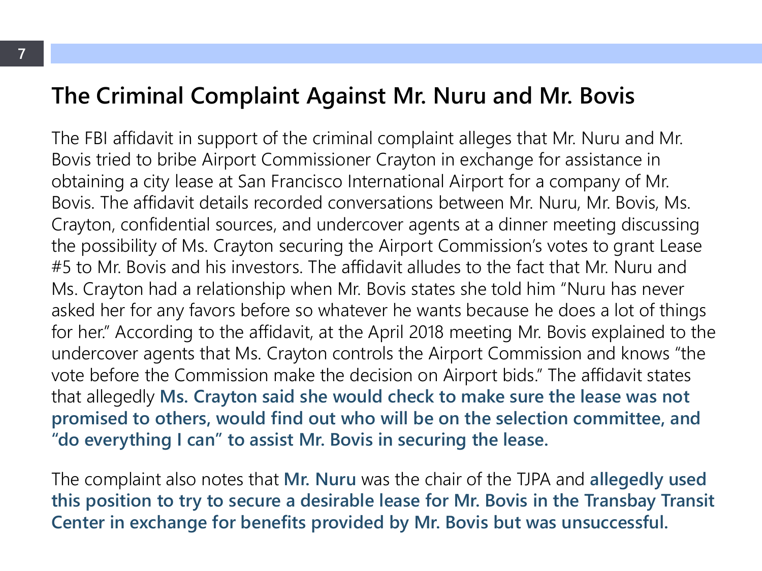# The Criminal Complaint Against Mr. Nuru and Mr. Bovis

The FBI affidavit in support of the criminal complaint alleges that Mr. Nuru and Mr. Bovis tried to bribe Airport Commissioner Crayton in exchange for assistance in obtaining a city lease at San Francisco International Airport for a company of Mr. Bovis. The affidavit details recorded conversations between Mr. Nuru, Mr. Bovis, Ms. Crayton, confidential sources, and undercover agents at a dinner meeting discussing the possibility of Ms. Crayton securing the Airport Commission's votes to grant Lease #5 to Mr. Bovis and his investors. The affidavit alludes to the fact that Mr. Nuru and Ms. Crayton had a relationship when Mr. Bovis states she told him "Nuru has never asked her for any favors before so whatever he wants because he does a lot of things for her." According to the affidavit, at the April 2018 meeting Mr. Bovis explained to the undercover agents that Ms. Crayton controls the Airport Commission and knows "the vote before the Commission make the decision on Airport bids." The affidavit states that allegedly **Ms. Crayton said she would check to make sure the lease was not promised to others, would find out who will be on the selection committee, and "do everything I can" to assist Mr. Bovis in securing the lease.**

The complaint also notes that **Mr. Nuru** was the chair of the TJPA and **allegedly used this position to try to secure a desirable lease for Mr. Bovis in the Transbay Transit Center in exchange for benefits provided by Mr. Bovis but was unsuccessful.**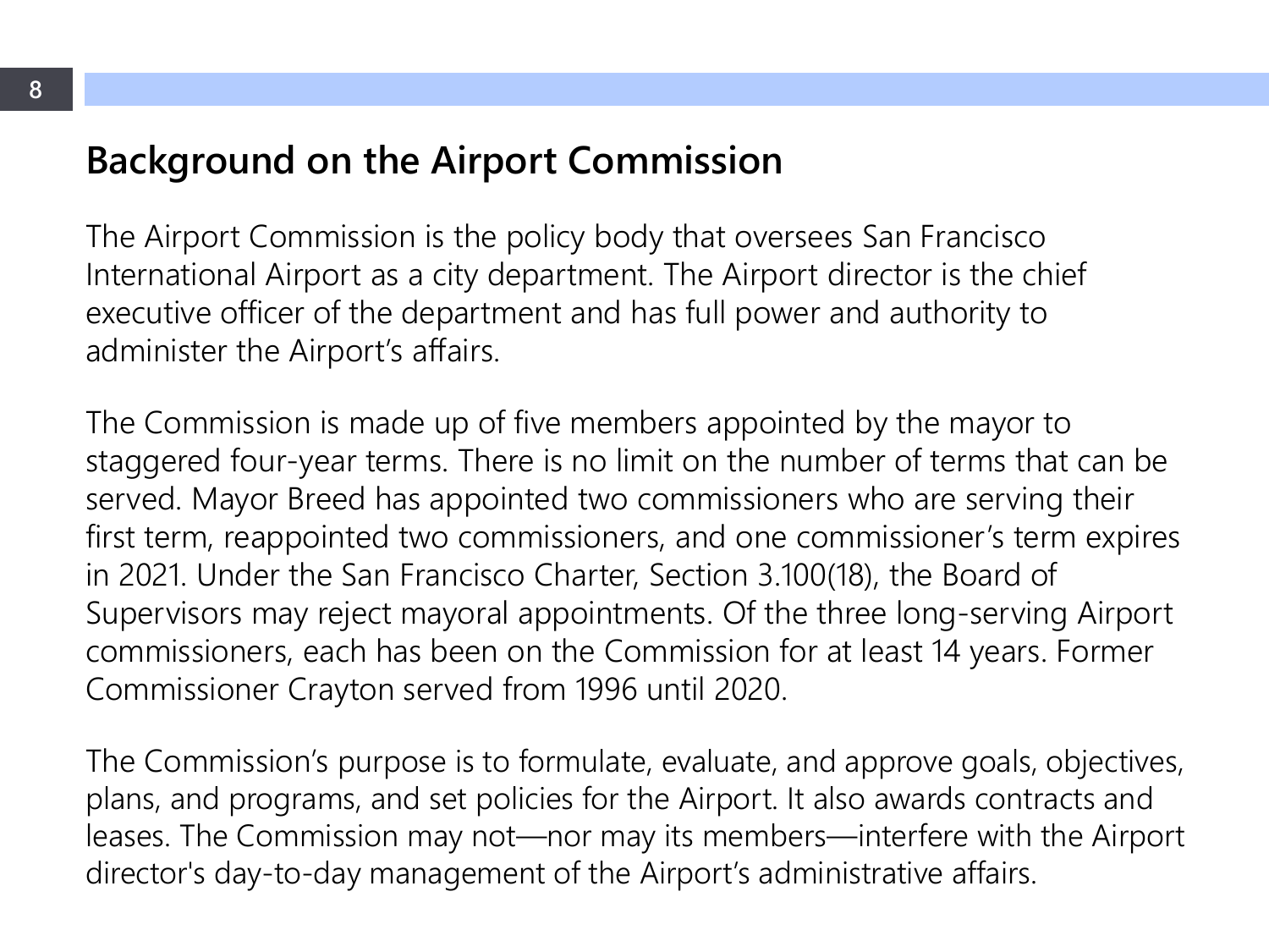## Background on the Airport Commission

The Airport Commission is the policy body that oversees San Francisco International Airport as a city department. The Airport director is the chief executive officer of the department and has full power and authority to administer the Airport's affairs.

The Commission is made up of five members appointed by the mayor to staggered four-year terms. There is no limit on the number of terms that can be served. Mayor Breed has appointed two commissioners who are serving their first term, reappointed two commissioners, and one commissioner's term expires in 2021. Under the San Francisco Charter, Section 3.100(18), the Board of Supervisors may reject mayoral appointments. Of the three long-serving Airport commissioners, each has been on the Commission for at least 14 years. Former Commissioner Crayton served from 1996 until 2020.

The Commission's purpose is to formulate, evaluate, and approve goals, objectives, plans, and programs, and set policies for the Airport. It also awards contracts and leases. The Commission may not—nor may its members—interfere with the Airport director's day-to-day management of the Airport's administrative affairs.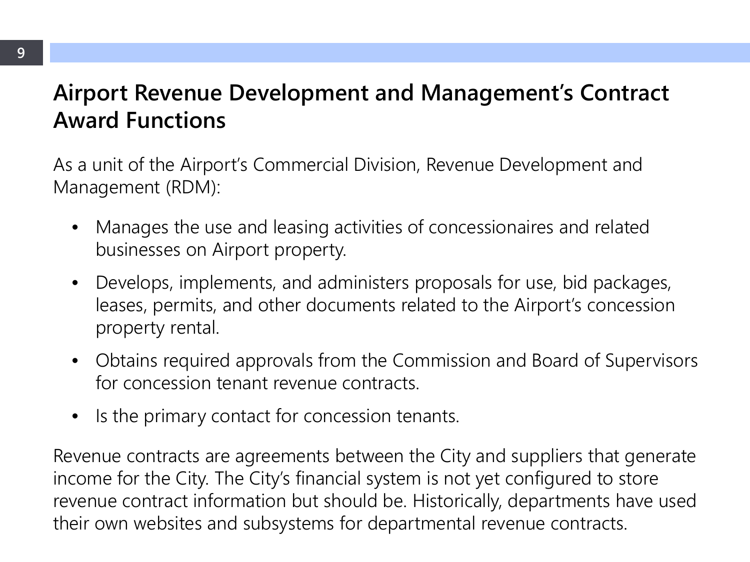## Airport Revenue Development and Management's Contract Award Functions

As a unit of the Airport's Commercial Division, Revenue Development and Management (RDM):

- Manages the use and leasing activities of concessionaires and related businesses on Airport property.
- Develops, implements, and administers proposals for use, bid packages, leases, permits, and other documents related to the Airport's concession property rental.
- Obtains required approvals from the Commission and Board of Supervisors for concession tenant revenue contracts.
- Is the primary contact for concession tenants.

Revenue contracts are agreements between the City and suppliers that generate income for the City. The City's financial system is not yet configured to store revenue contract information but should be. Historically, departments have used their own websites and subsystems for departmental revenue contracts.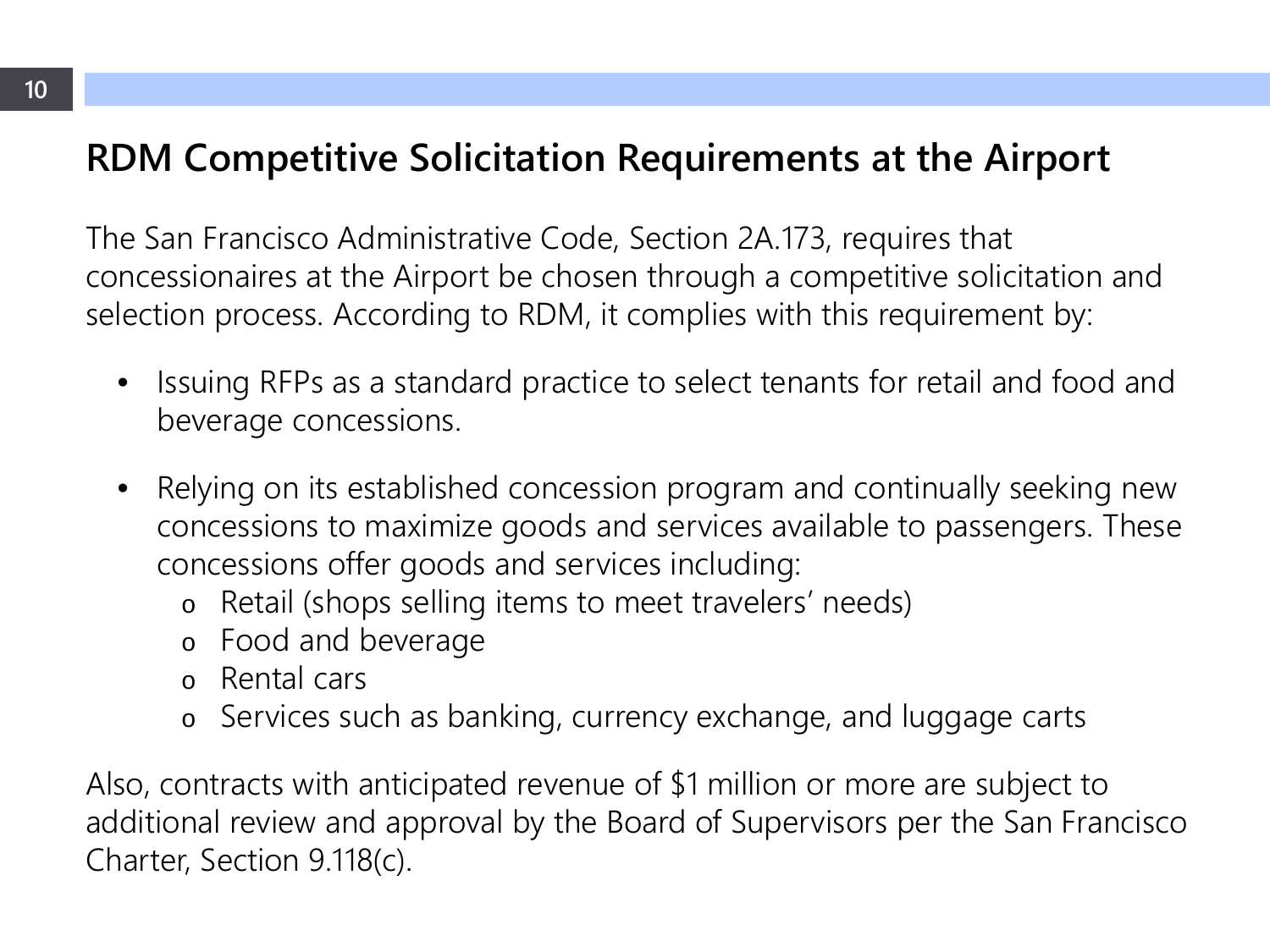## RDM Competitive Solicitation Requirements at the Airport

The San Francisco Administrative Code, Section 2A.173, requires that concessionaires at the Airport be chosen through a competitive solicitation and selection process. According to RDM, it complies with this requirement by:

- Issuing RFPs as a standard practice to select tenants for retail and food and beverage concessions.
- Relying on its established concession program and continually seeking new concessions to maximize goods and services available to passengers. These concessions offer goods and services including:
  - Retail (shops selling items to meet travelers' needs)
  - Food and beverage
  - Rental cars
  - Services such as banking, currency exchange, and luggage carts

Also, contracts with anticipated revenue of $1 million or more are subject to additional review and approval by the Board of Supervisors per the San Francisco Charter, Section 9.118(c).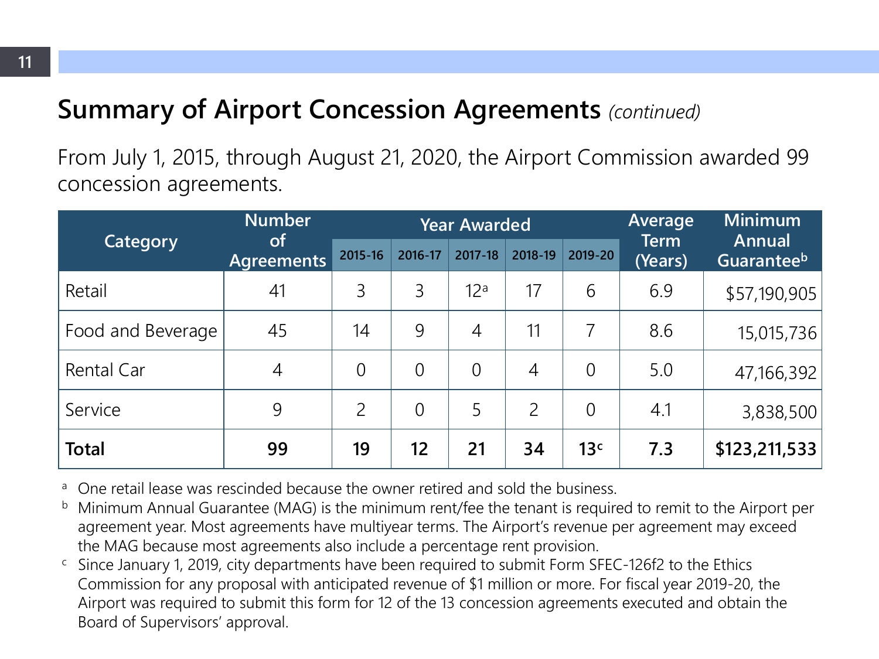## Summary of Airport Concession Agreements *(continued)*

From July 1, 2015, through August 21, 2020, the Airport Commission awarded 99 concession agreements.

| Category | Number of Agreements | Year Awarded | | | | | Average Term (Years) | Minimum Annual Guarantee[b] |
|---|---|---|---|---|---|---|---|---|
| | | 2015-16 | 2016-17 | 2017-18 | 2018-19 | 2019-20 | | |
| Retail | 41 | 3 | 3 | 12[a] | 17 | 6 | 6.9 | $57,190,905 |
| Food and Beverage | 45 | 14 | 9 | 4 | 11 | 7 | 8.6 | 15,015,736 |
| Rental Car | 4 | 0 | 0 | 0 | 4 | 0 | 5.0 | 47,166,392 |
| Service | 9 | 2 | 0 | 5 | 2 | 0 | 4.1 | 3,838,500 |
| **Total** | **99** | **19** | **12** | **21** | **34** | **13**[c] | **7.3** | **$123,211,533** |

[a] One retail lease was rescinded because the owner retired and sold the business.

[b] Minimum Annual Guarantee (MAG) is the minimum rent/fee the tenant is required to remit to the Airport per agreement year. Most agreements have multiyear terms. The Airport's revenue per agreement may exceed the MAG because most agreements also include a percentage rent provision.

[c] Since January 1, 2019, city departments have been required to submit Form SFEC-126f2 to the Ethics Commission for any proposal with anticipated revenue of $1 million or more. For fiscal year 2019-20, the Airport was required to submit this form for 12 of the 13 concession agreements executed and obtain the Board of Supervisors' approval.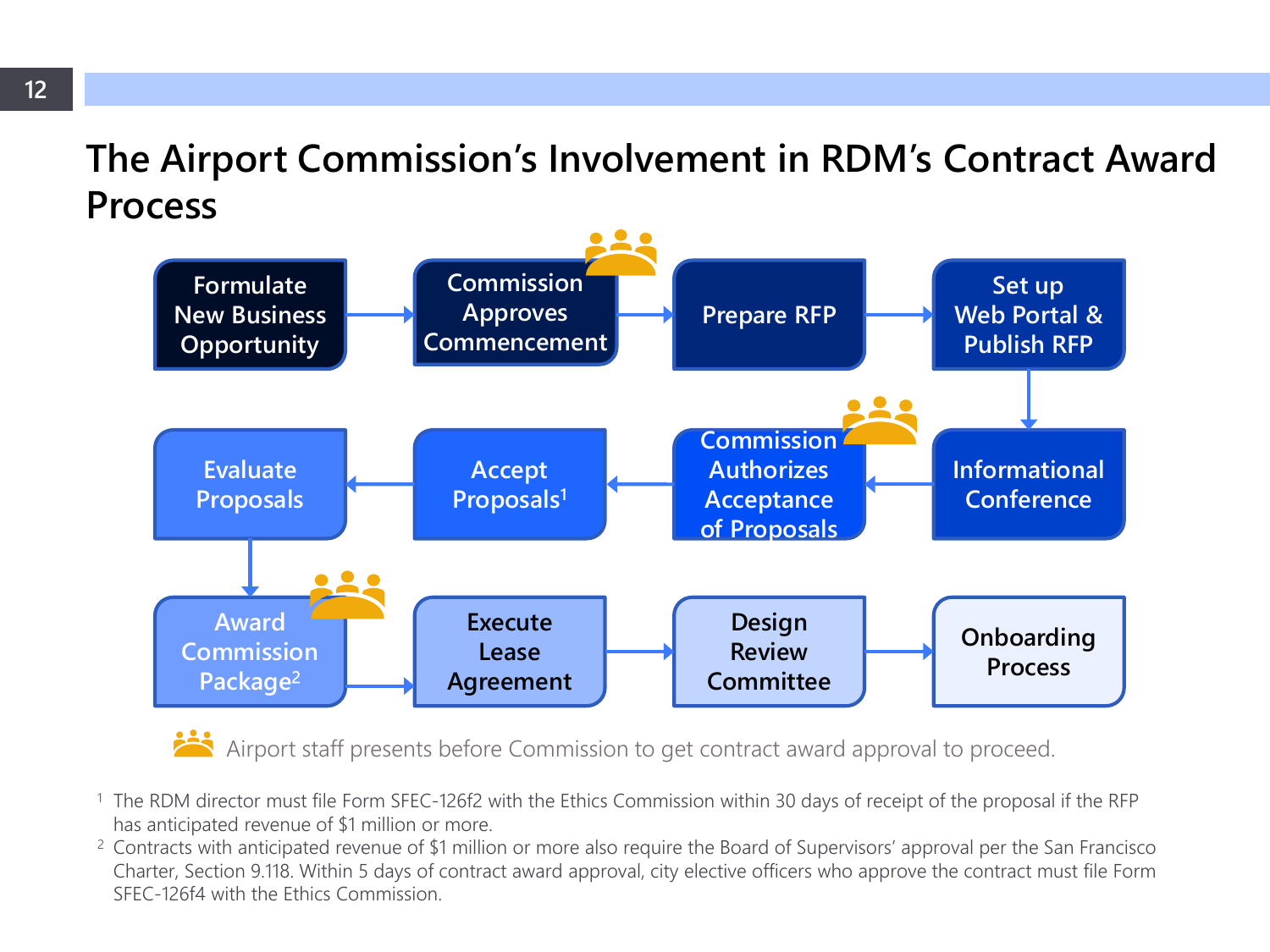# The Airport Commission's Involvement in RDM's Contract Award Process

1. Formulate New Business Opportunity
2. Commission Approves Commencement (Commission presentation)
3. Prepare RFP
4. Set up Web Portal & Publish RFP
5. Informational Conference
6. Commission Authorizes Acceptance of Proposals (Commission presentation)
7. Accept Proposals[1]
8. Evaluate Proposals
9. Award Commission Package[2] (Commission presentation)
10. Execute Lease Agreement
11. Design Review Committee
12. Onboarding Process

Airport staff presents before Commission to get contract award approval to proceed.

[1] The RDM director must file Form SFEC-126f2 with the Ethics Commission within 30 days of receipt of the proposal if the RFP has anticipated revenue of $1 million or more.

[2] Contracts with anticipated revenue of $1 million or more also require the Board of Supervisors' approval per the San Francisco Charter, Section 9.118. Within 5 days of contract award approval, city elective officers who approve the contract must file Form SFEC-126f4 with the Ethics Commission.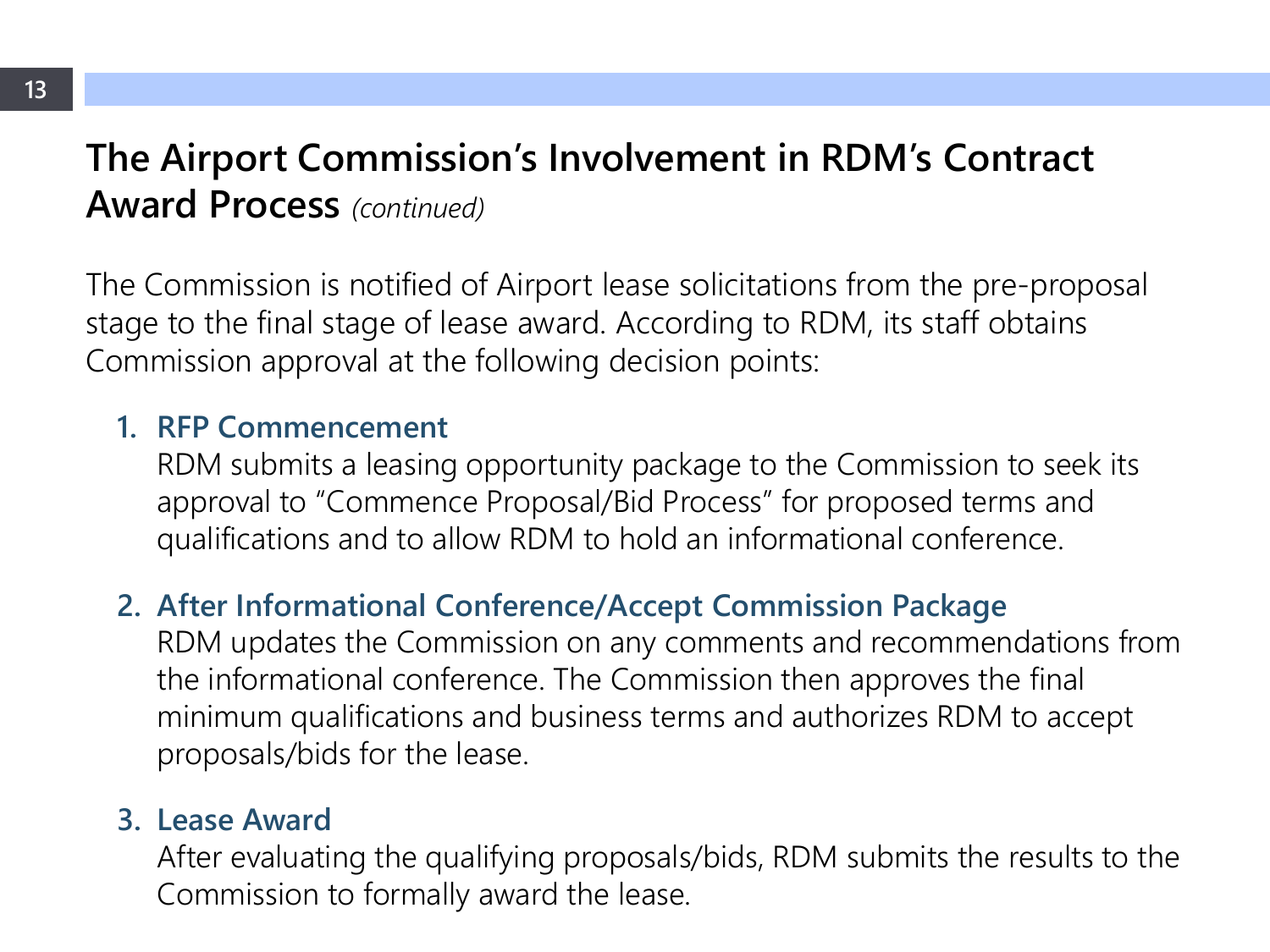## The Airport Commission's Involvement in RDM's Contract Award Process *(continued)*

The Commission is notified of Airport lease solicitations from the pre-proposal stage to the final stage of lease award. According to RDM, its staff obtains Commission approval at the following decision points:

1. **RFP Commencement**
   RDM submits a leasing opportunity package to the Commission to seek its approval to "Commence Proposal/Bid Process" for proposed terms and qualifications and to allow RDM to hold an informational conference.

2. **After Informational Conference/Accept Commission Package**
   RDM updates the Commission on any comments and recommendations from the informational conference. The Commission then approves the final minimum qualifications and business terms and authorizes RDM to accept proposals/bids for the lease.

3. **Lease Award**
   After evaluating the qualifying proposals/bids, RDM submits the results to the Commission to formally award the lease.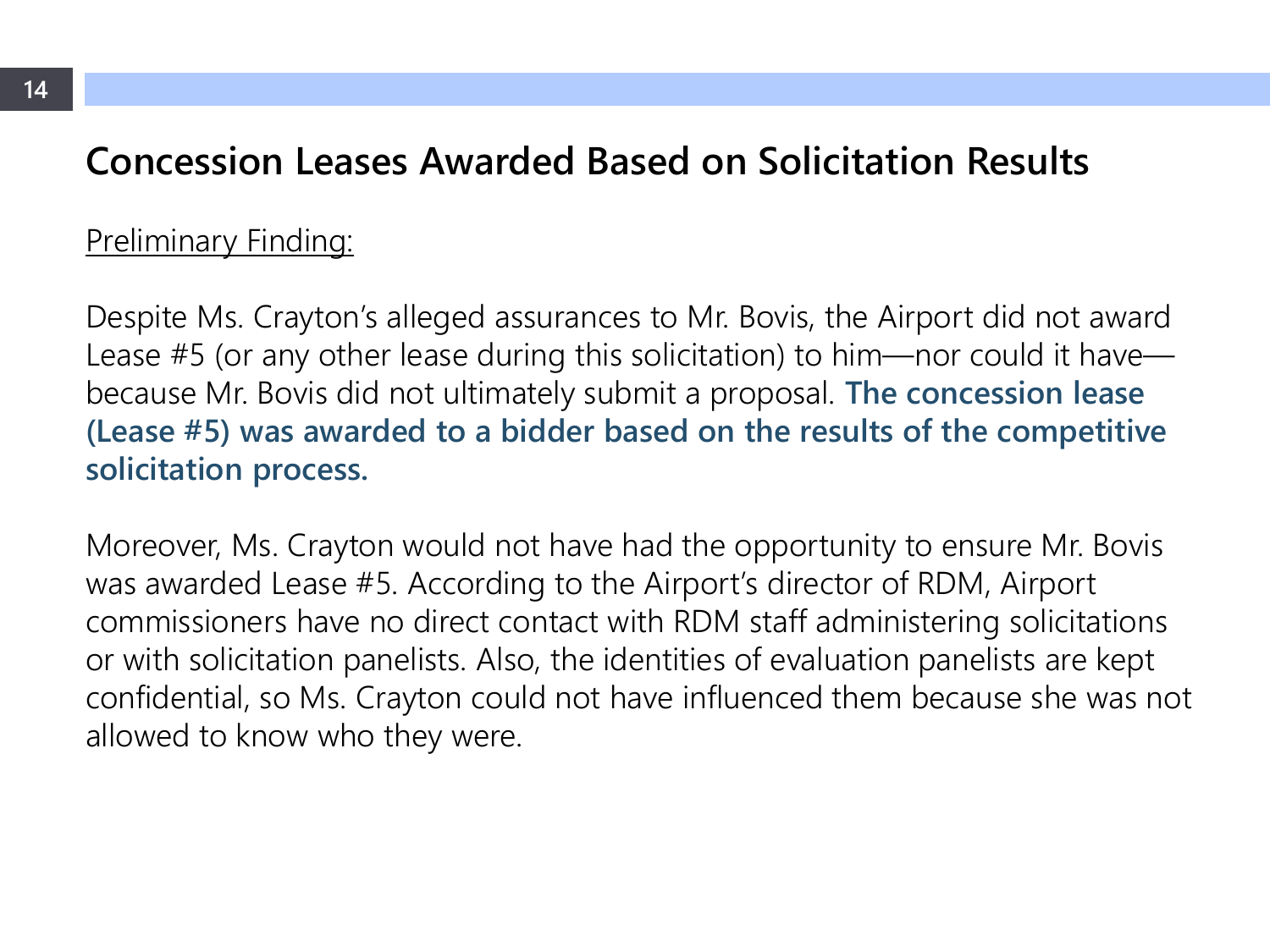## Concession Leases Awarded Based on Solicitation Results

Preliminary Finding:

Despite Ms. Crayton's alleged assurances to Mr. Bovis, the Airport did not award Lease #5 (or any other lease during this solicitation) to him—nor could it have—because Mr. Bovis did not ultimately submit a proposal. **The concession lease (Lease #5) was awarded to a bidder based on the results of the competitive solicitation process.**

Moreover, Ms. Crayton would not have had the opportunity to ensure Mr. Bovis was awarded Lease #5. According to the Airport's director of RDM, Airport commissioners have no direct contact with RDM staff administering solicitations or with solicitation panelists. Also, the identities of evaluation panelists are kept confidential, so Ms. Crayton could not have influenced them because she was not allowed to know who they were.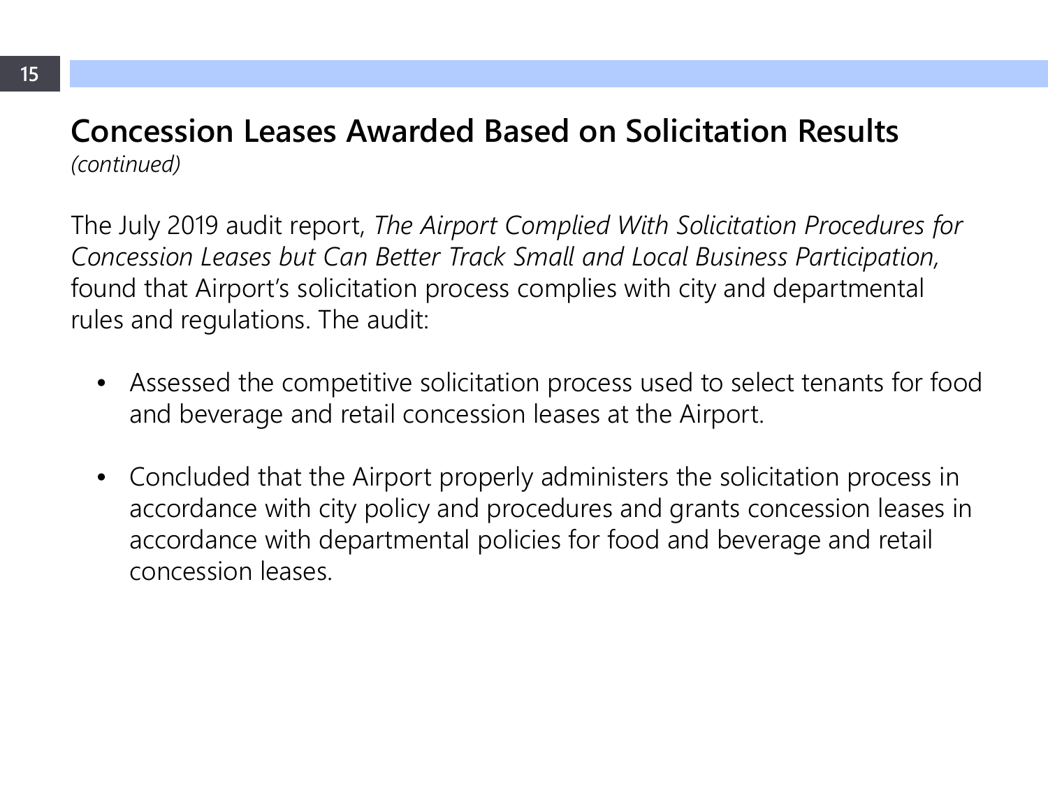## Concession Leases Awarded Based on Solicitation Results

*(continued)*

The July 2019 audit report, *The Airport Complied With Solicitation Procedures for Concession Leases but Can Better Track Small and Local Business Participation,* found that Airport's solicitation process complies with city and departmental rules and regulations. The audit:

- Assessed the competitive solicitation process used to select tenants for food and beverage and retail concession leases at the Airport.

- Concluded that the Airport properly administers the solicitation process in accordance with city policy and procedures and grants concession leases in accordance with departmental policies for food and beverage and retail concession leases.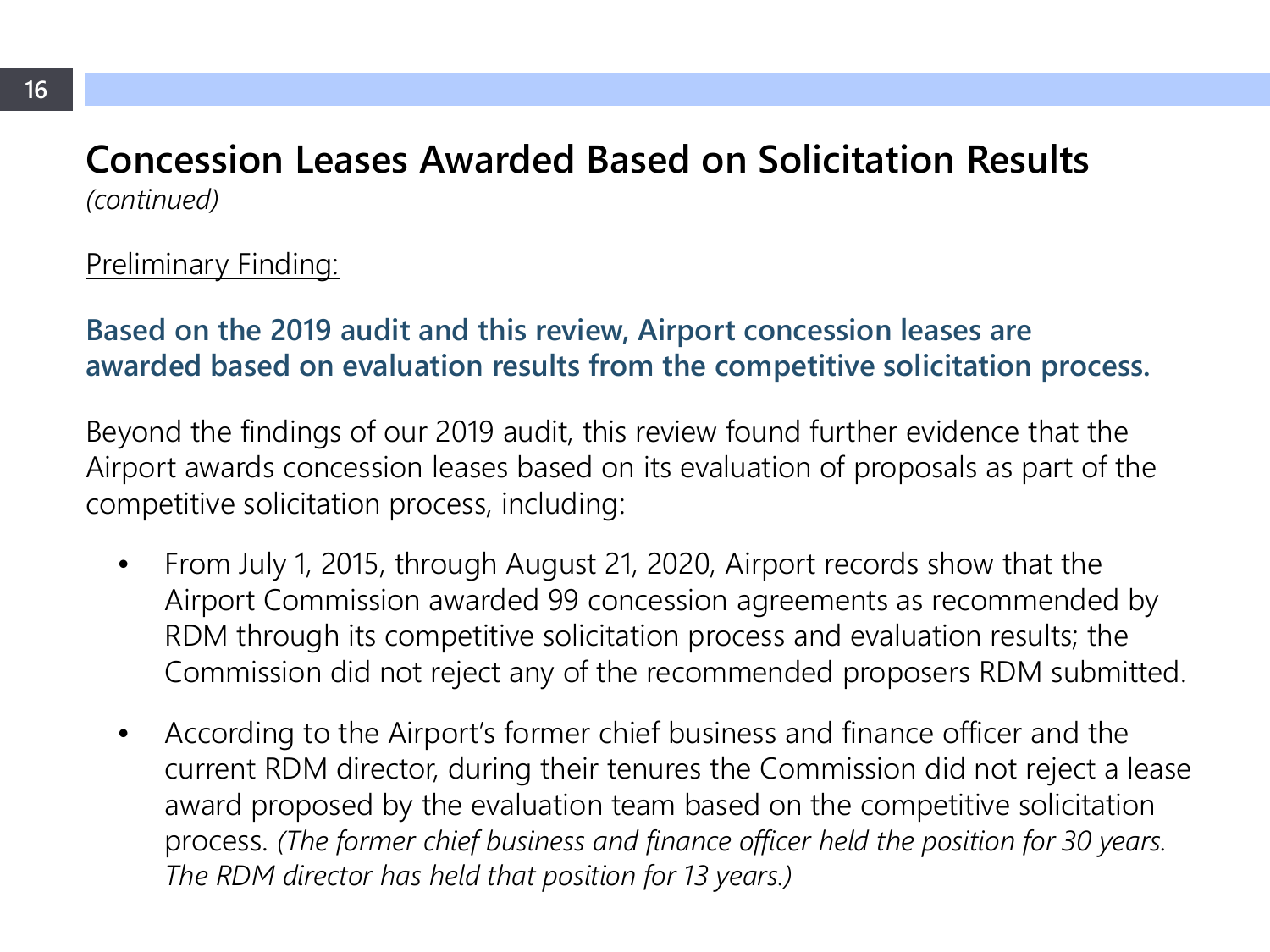## Concession Leases Awarded Based on Solicitation Results

*(continued)*

<u>Preliminary Finding:</u>

**Based on the 2019 audit and this review, Airport concession leases are awarded based on evaluation results from the competitive solicitation process.**

Beyond the findings of our 2019 audit, this review found further evidence that the Airport awards concession leases based on its evaluation of proposals as part of the competitive solicitation process, including:

- From July 1, 2015, through August 21, 2020, Airport records show that the Airport Commission awarded 99 concession agreements as recommended by RDM through its competitive solicitation process and evaluation results; the Commission did not reject any of the recommended proposers RDM submitted.
- According to the Airport's former chief business and finance officer and the current RDM director, during their tenures the Commission did not reject a lease award proposed by the evaluation team based on the competitive solicitation process. *(The former chief business and finance officer held the position for 30 years. The RDM director has held that position for 13 years.)*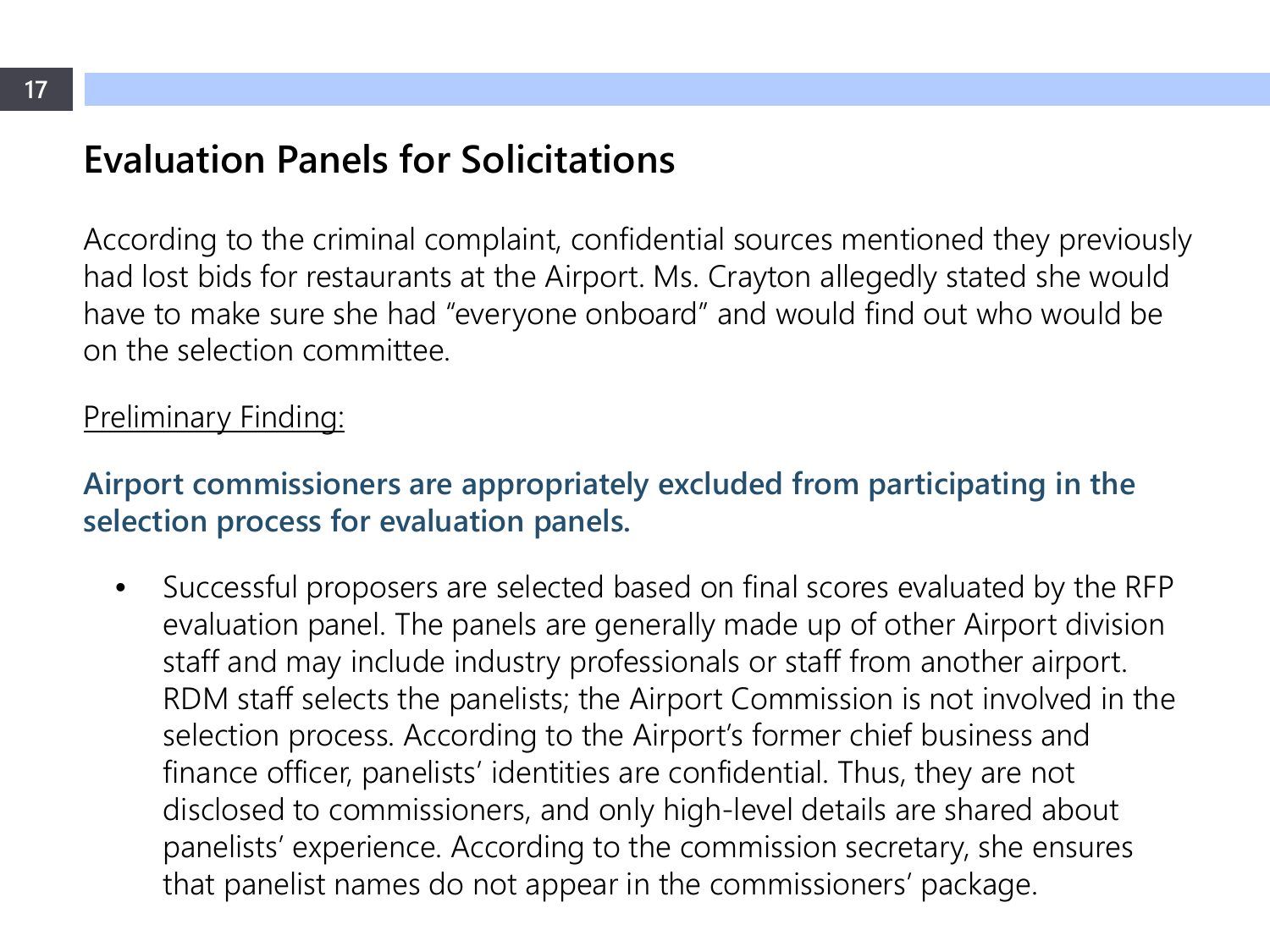## Evaluation Panels for Solicitations

According to the criminal complaint, confidential sources mentioned they previously had lost bids for restaurants at the Airport. Ms. Crayton allegedly stated she would have to make sure she had "everyone onboard" and would find out who would be on the selection committee.

<u>Preliminary Finding:</u>

**Airport commissioners are appropriately excluded from participating in the selection process for evaluation panels.**

- Successful proposers are selected based on final scores evaluated by the RFP evaluation panel. The panels are generally made up of other Airport division staff and may include industry professionals or staff from another airport. RDM staff selects the panelists; the Airport Commission is not involved in the selection process. According to the Airport's former chief business and finance officer, panelists' identities are confidential. Thus, they are not disclosed to commissioners, and only high-level details are shared about panelists' experience. According to the commission secretary, she ensures that panelist names do not appear in the commissioners' package.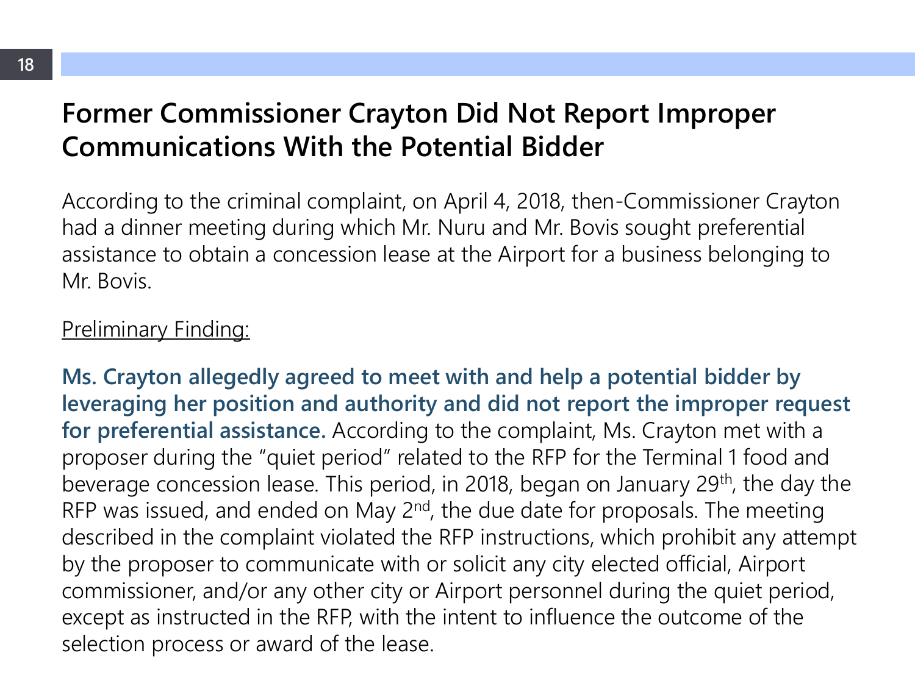# Former Commissioner Crayton Did Not Report Improper Communications With the Potential Bidder

According to the criminal complaint, on April 4, 2018, then-Commissioner Crayton had a dinner meeting during which Mr. Nuru and Mr. Bovis sought preferential assistance to obtain a concession lease at the Airport for a business belonging to Mr. Bovis.

<u>Preliminary Finding:</u>

**Ms. Crayton allegedly agreed to meet with and help a potential bidder by leveraging her position and authority and did not report the improper request for preferential assistance.** According to the complaint, Ms. Crayton met with a proposer during the "quiet period" related to the RFP for the Terminal 1 food and beverage concession lease. This period, in 2018, began on January 29th, the day the RFP was issued, and ended on May 2nd, the due date for proposals. The meeting described in the complaint violated the RFP instructions, which prohibit any attempt by the proposer to communicate with or solicit any city elected official, Airport commissioner, and/or any other city or Airport personnel during the quiet period, except as instructed in the RFP, with the intent to influence the outcome of the selection process or award of the lease.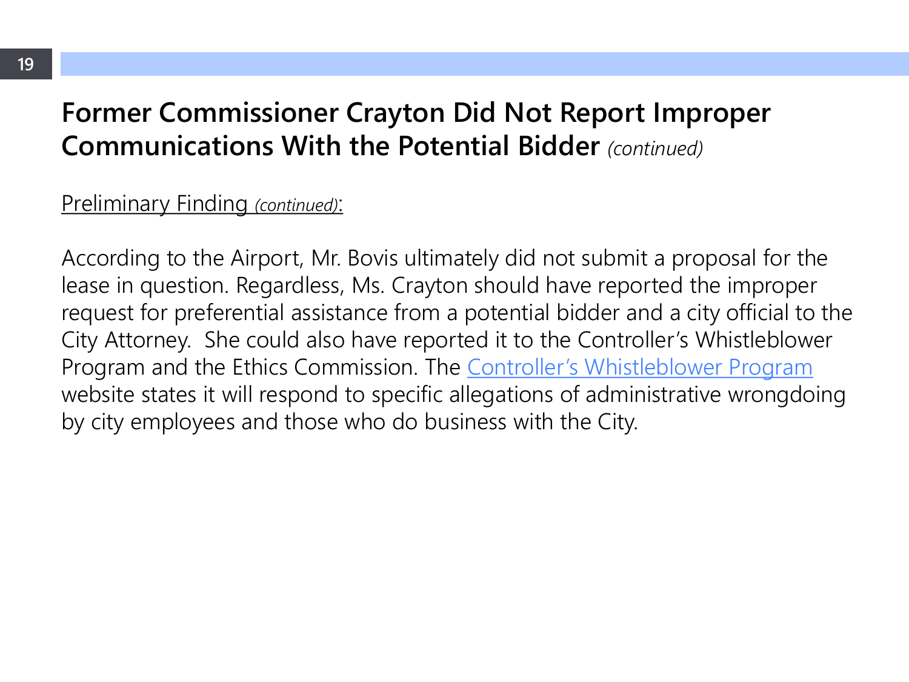# Former Commissioner Crayton Did Not Report Improper Communications With the Potential Bidder *(continued)*

Preliminary Finding *(continued)*:

According to the Airport, Mr. Bovis ultimately did not submit a proposal for the lease in question. Regardless, Ms. Crayton should have reported the improper request for preferential assistance from a potential bidder and a city official to the City Attorney.  She could also have reported it to the Controller's Whistleblower Program and the Ethics Commission. The Controller's Whistleblower Program website states it will respond to specific allegations of administrative wrongdoing by city employees and those who do business with the City.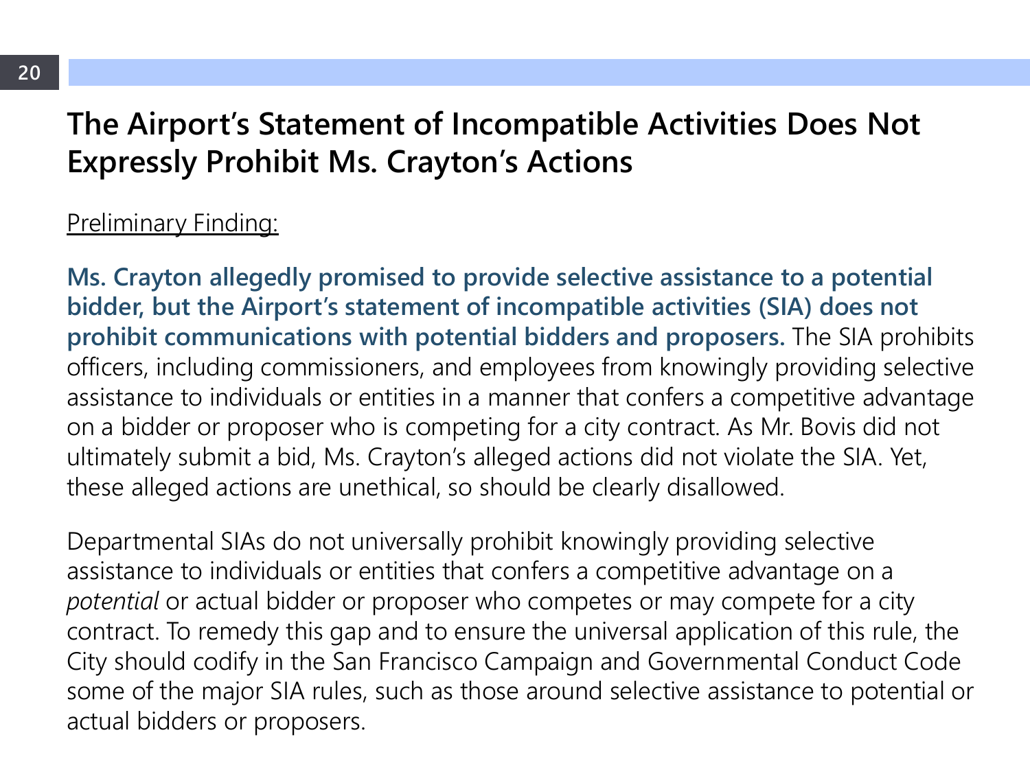# The Airport's Statement of Incompatible Activities Does Not Expressly Prohibit Ms. Crayton's Actions

Preliminary Finding:

**Ms. Crayton allegedly promised to provide selective assistance to a potential bidder, but the Airport's statement of incompatible activities (SIA) does not prohibit communications with potential bidders and proposers.** The SIA prohibits officers, including commissioners, and employees from knowingly providing selective assistance to individuals or entities in a manner that confers a competitive advantage on a bidder or proposer who is competing for a city contract. As Mr. Bovis did not ultimately submit a bid, Ms. Crayton's alleged actions did not violate the SIA. Yet, these alleged actions are unethical, so should be clearly disallowed.

Departmental SIAs do not universally prohibit knowingly providing selective assistance to individuals or entities that confers a competitive advantage on a *potential* or actual bidder or proposer who competes or may compete for a city contract. To remedy this gap and to ensure the universal application of this rule, the City should codify in the San Francisco Campaign and Governmental Conduct Code some of the major SIA rules, such as those around selective assistance to potential or actual bidders or proposers.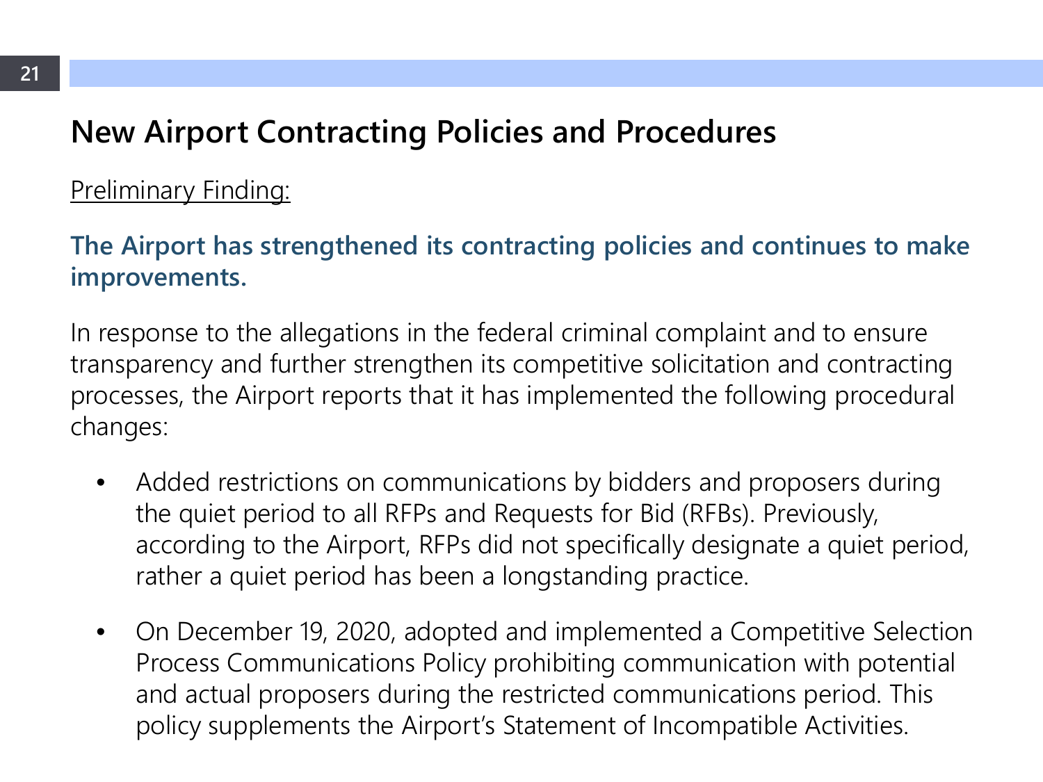## New Airport Contracting Policies and Procedures

<u>Preliminary Finding:</u>

**The Airport has strengthened its contracting policies and continues to make improvements.**

In response to the allegations in the federal criminal complaint and to ensure transparency and further strengthen its competitive solicitation and contracting processes, the Airport reports that it has implemented the following procedural changes:

- Added restrictions on communications by bidders and proposers during the quiet period to all RFPs and Requests for Bid (RFBs). Previously, according to the Airport, RFPs did not specifically designate a quiet period, rather a quiet period has been a longstanding practice.
- On December 19, 2020, adopted and implemented a Competitive Selection Process Communications Policy prohibiting communication with potential and actual proposers during the restricted communications period. This policy supplements the Airport's Statement of Incompatible Activities.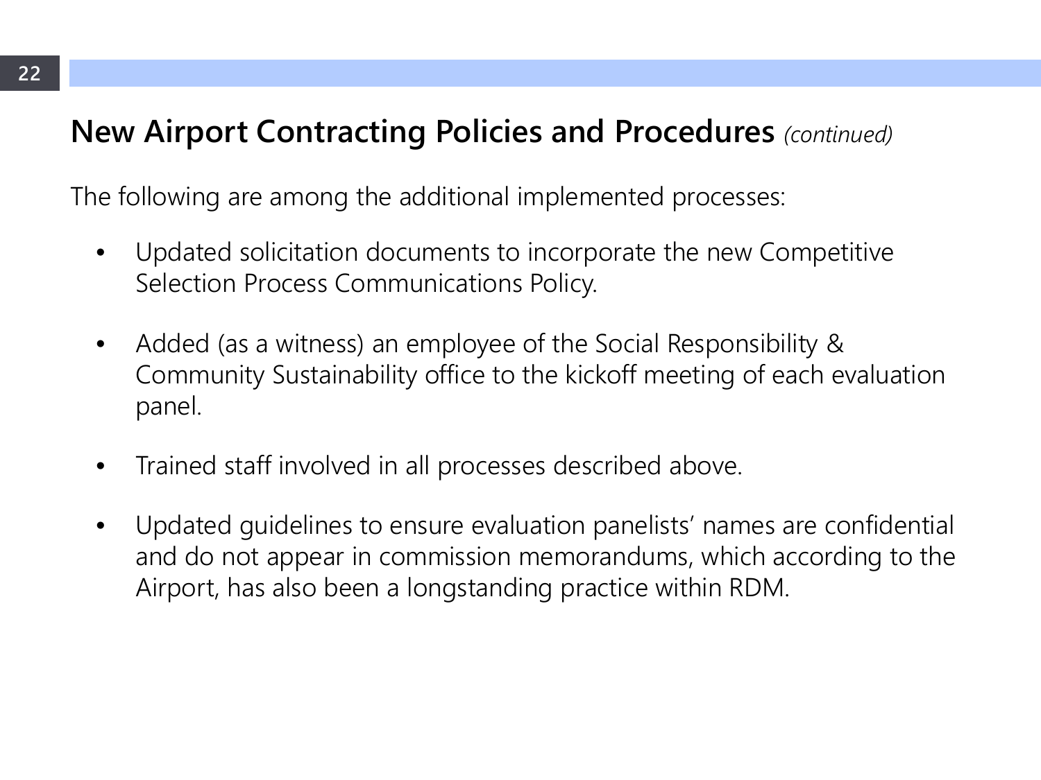## New Airport Contracting Policies and Procedures *(continued)*

The following are among the additional implemented processes:

- Updated solicitation documents to incorporate the new Competitive Selection Process Communications Policy.

- Added (as a witness) an employee of the Social Responsibility & Community Sustainability office to the kickoff meeting of each evaluation panel.

- Trained staff involved in all processes described above.

- Updated guidelines to ensure evaluation panelists' names are confidential and do not appear in commission memorandums, which according to the Airport, has also been a longstanding practice within RDM.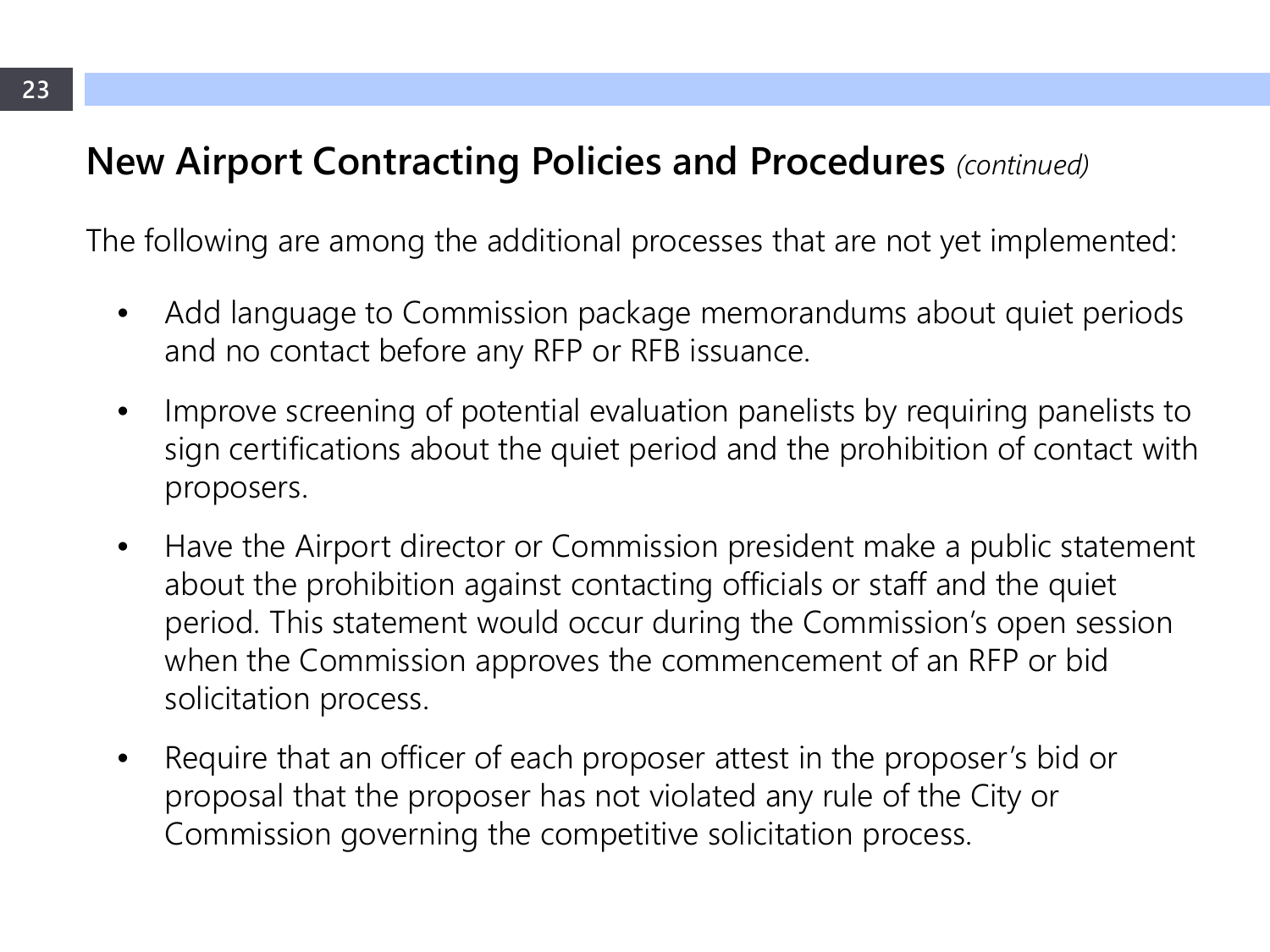## New Airport Contracting Policies and Procedures *(continued)*

The following are among the additional processes that are not yet implemented:

- Add language to Commission package memorandums about quiet periods and no contact before any RFP or RFB issuance.
- Improve screening of potential evaluation panelists by requiring panelists to sign certifications about the quiet period and the prohibition of contact with proposers.
- Have the Airport director or Commission president make a public statement about the prohibition against contacting officials or staff and the quiet period. This statement would occur during the Commission's open session when the Commission approves the commencement of an RFP or bid solicitation process.
- Require that an officer of each proposer attest in the proposer's bid or proposal that the proposer has not violated any rule of the City or Commission governing the competitive solicitation process.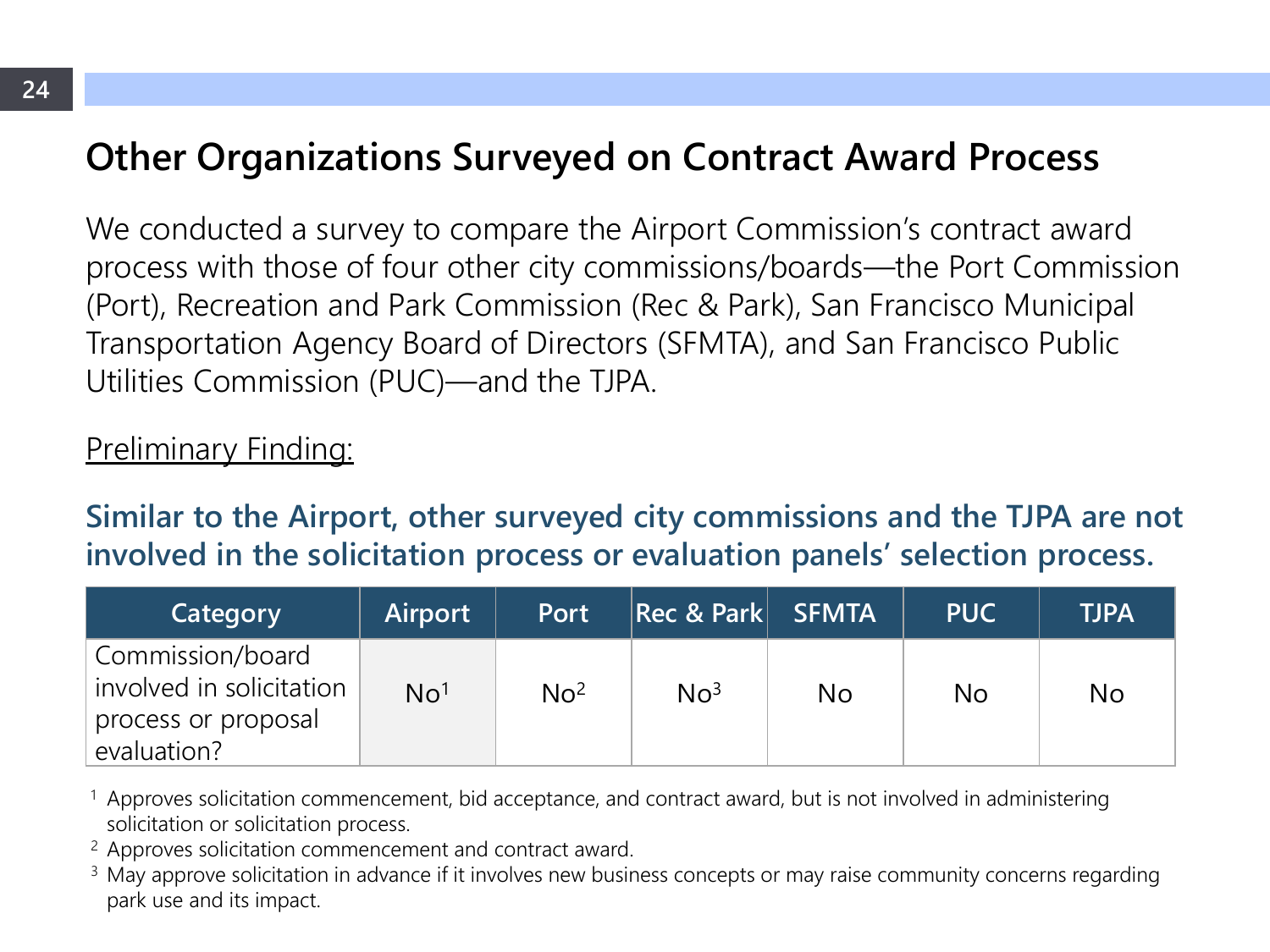## Other Organizations Surveyed on Contract Award Process

We conducted a survey to compare the Airport Commission's contract award process with those of four other city commissions/boards—the Port Commission (Port), Recreation and Park Commission (Rec & Park), San Francisco Municipal Transportation Agency Board of Directors (SFMTA), and San Francisco Public Utilities Commission (PUC)—and the TJPA.

Preliminary Finding:

**Similar to the Airport, other surveyed city commissions and the TJPA are not involved in the solicitation process or evaluation panels' selection process.**

| Category | Airport | Port | Rec & Park | SFMTA | PUC | TJPA |
|---|---|---|---|---|---|---|
| Commission/board involved in solicitation process or proposal evaluation? | No[1] | No[2] | No[3] | No | No | No |

[1] Approves solicitation commencement, bid acceptance, and contract award, but is not involved in administering solicitation or solicitation process.

[2] Approves solicitation commencement and contract award.

[3] May approve solicitation in advance if it involves new business concepts or may raise community concerns regarding park use and its impact.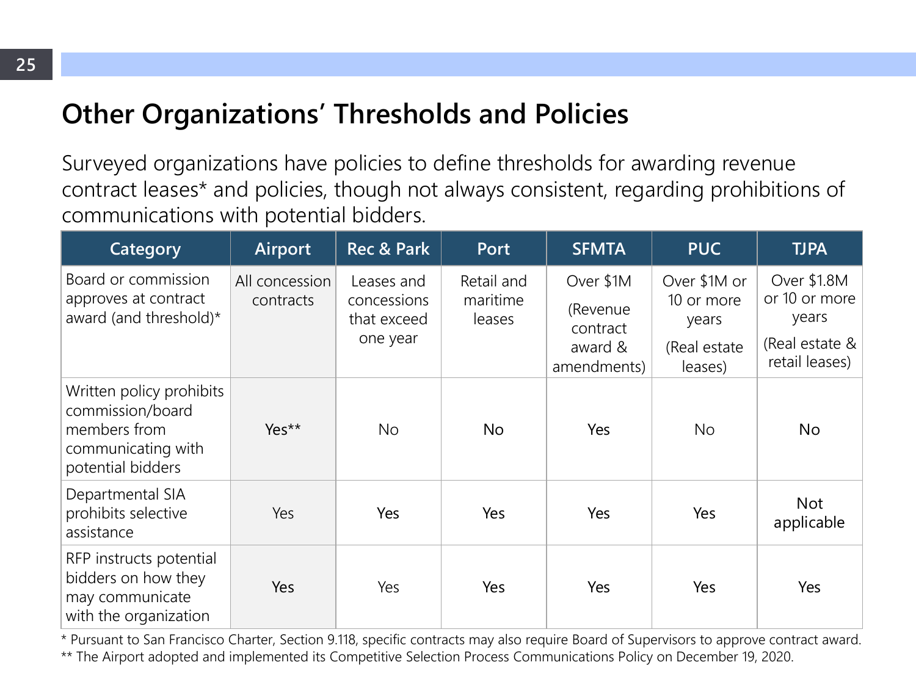# Other Organizations' Thresholds and Policies

Surveyed organizations have policies to define thresholds for awarding revenue contract leases* and policies, though not always consistent, regarding prohibitions of communications with potential bidders.

| Category | Airport | Rec & Park | Port | SFMTA | PUC | TJPA |
|---|---|---|---|---|---|---|
| Board or commission approves at contract award (and threshold)* | All concession contracts | Leases and concessions that exceed one year | Retail and maritime leases | Over $1M (Revenue contract award & amendments) | Over $1M or 10 or more years (Real estate leases) | Over $1.8M or 10 or more years (Real estate & retail leases) |
| Written policy prohibits commission/board members from communicating with potential bidders | Yes** | No | No | Yes | No | No |
| Departmental SIA prohibits selective assistance | Yes | Yes | Yes | Yes | Yes | Not applicable |
| RFP instructs potential bidders on how they may communicate with the organization | Yes | Yes | Yes | Yes | Yes | Yes |

\* Pursuant to San Francisco Charter, Section 9.118, specific contracts may also require Board of Supervisors to approve contract award.

\*\* The Airport adopted and implemented its Competitive Selection Process Communications Policy on December 19, 2020.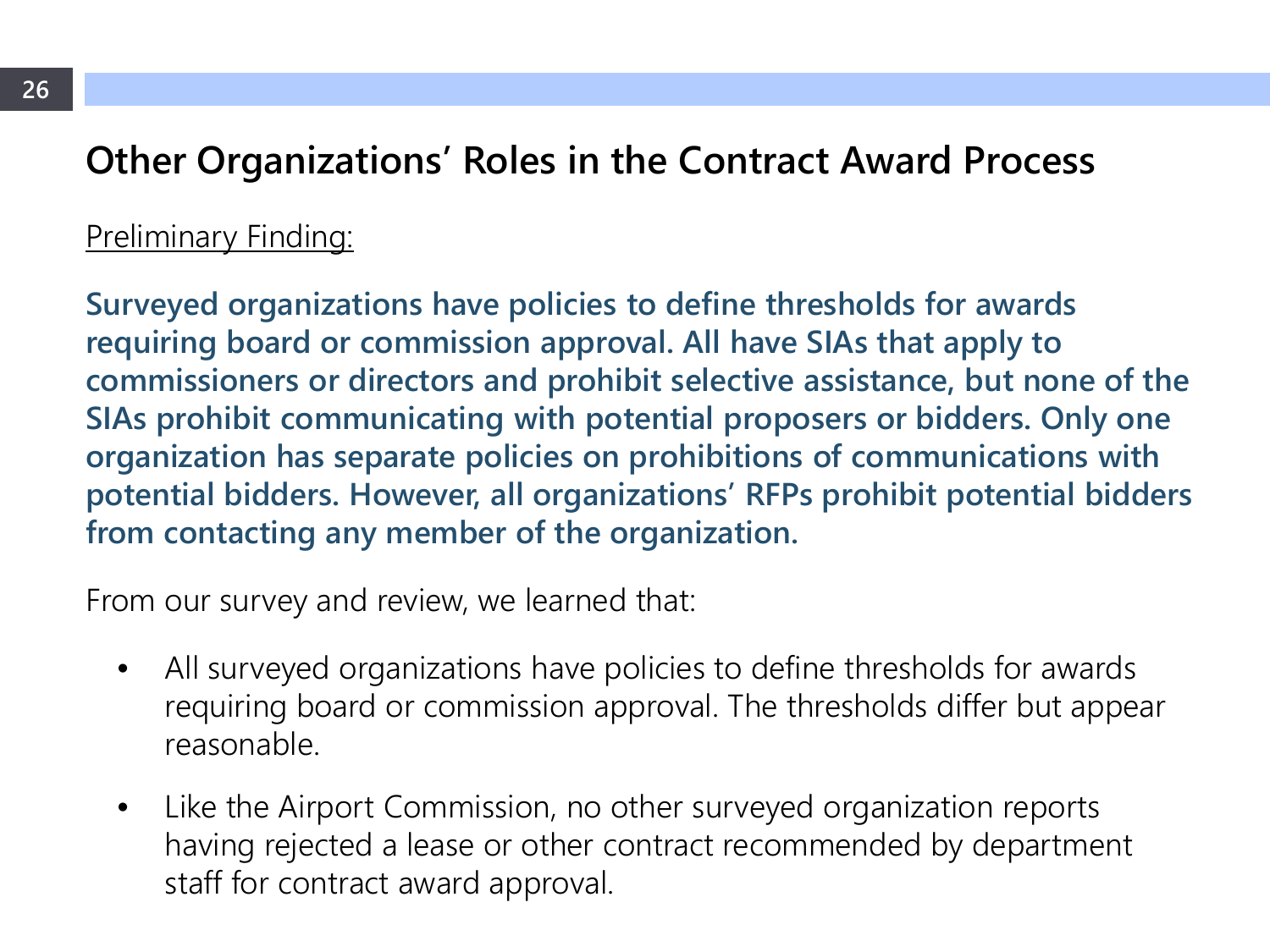## Other Organizations' Roles in the Contract Award Process

Preliminary Finding:

**Surveyed organizations have policies to define thresholds for awards requiring board or commission approval. All have SIAs that apply to commissioners or directors and prohibit selective assistance, but none of the SIAs prohibit communicating with potential proposers or bidders. Only one organization has separate policies on prohibitions of communications with potential bidders. However, all organizations' RFPs prohibit potential bidders from contacting any member of the organization.**

From our survey and review, we learned that:

- All surveyed organizations have policies to define thresholds for awards requiring board or commission approval. The thresholds differ but appear reasonable.
- Like the Airport Commission, no other surveyed organization reports having rejected a lease or other contract recommended by department staff for contract award approval.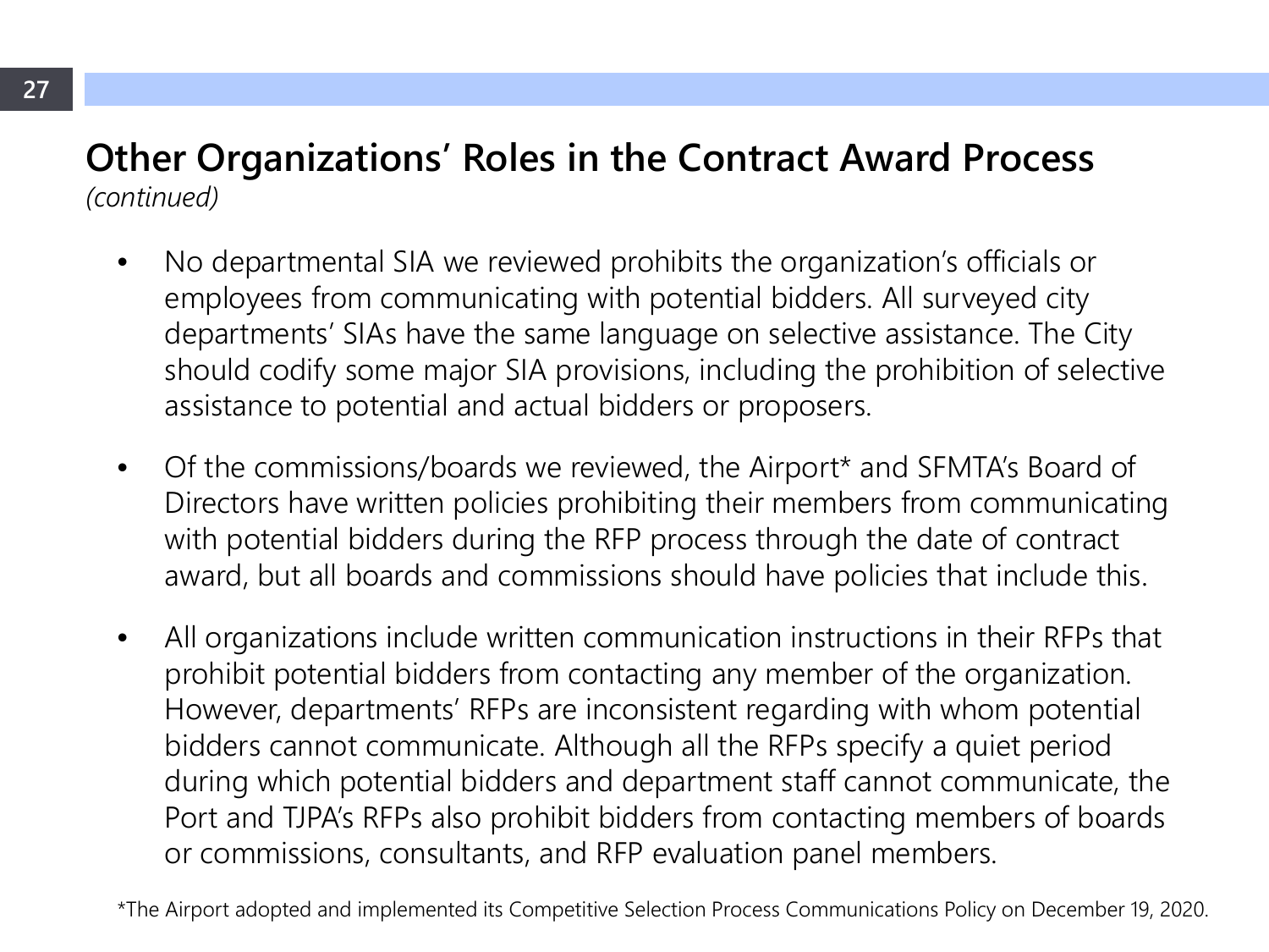## Other Organizations' Roles in the Contract Award Process

*(continued)*

- No departmental SIA we reviewed prohibits the organization's officials or employees from communicating with potential bidders. All surveyed city departments' SIAs have the same language on selective assistance. The City should codify some major SIA provisions, including the prohibition of selective assistance to potential and actual bidders or proposers.

- Of the commissions/boards we reviewed, the Airport* and SFMTA's Board of Directors have written policies prohibiting their members from communicating with potential bidders during the RFP process through the date of contract award, but all boards and commissions should have policies that include this.

- All organizations include written communication instructions in their RFPs that prohibit potential bidders from contacting any member of the organization. However, departments' RFPs are inconsistent regarding with whom potential bidders cannot communicate. Although all the RFPs specify a quiet period during which potential bidders and department staff cannot communicate, the Port and TJPA's RFPs also prohibit bidders from contacting members of boards or commissions, consultants, and RFP evaluation panel members.

*The Airport adopted and implemented its Competitive Selection Process Communications Policy on December 19, 2020.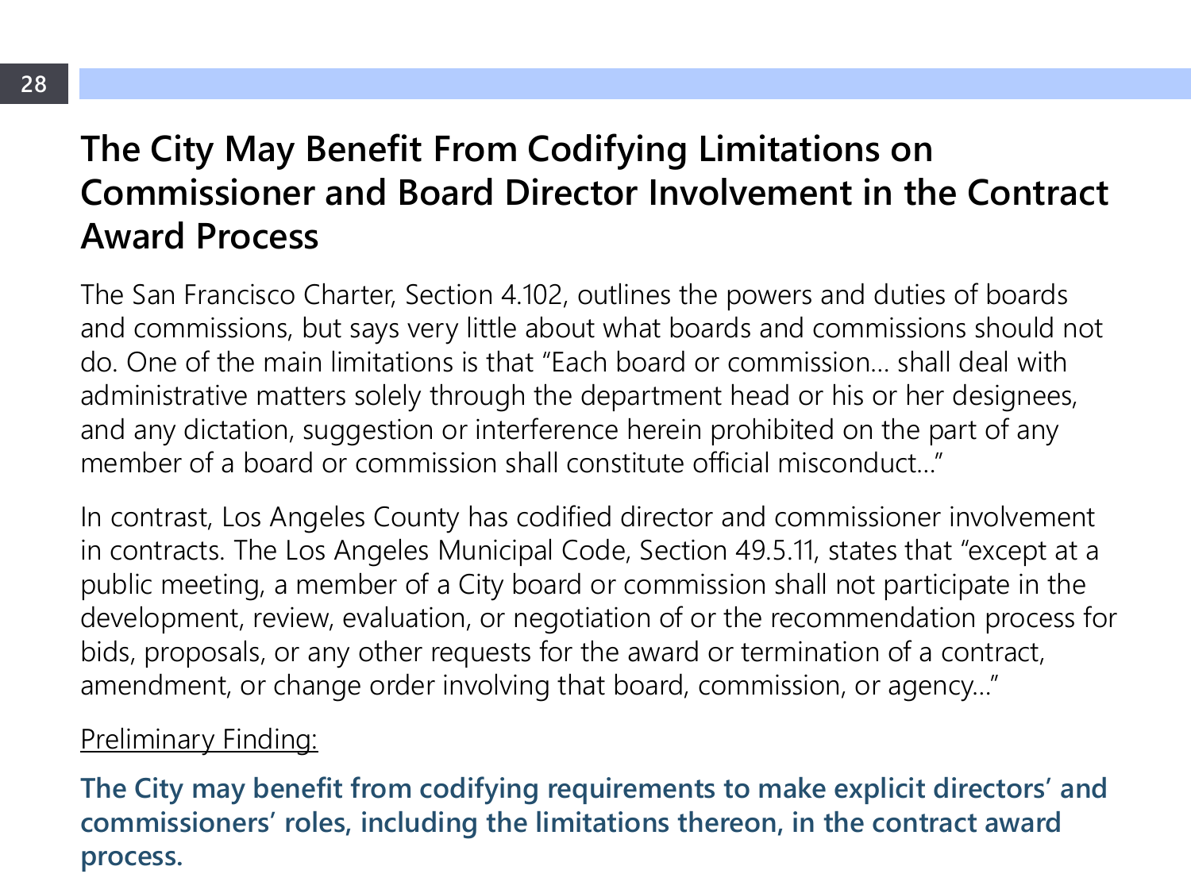# The City May Benefit From Codifying Limitations on Commissioner and Board Director Involvement in the Contract Award Process

The San Francisco Charter, Section 4.102, outlines the powers and duties of boards and commissions, but says very little about what boards and commissions should not do. One of the main limitations is that "Each board or commission… shall deal with administrative matters solely through the department head or his or her designees, and any dictation, suggestion or interference herein prohibited on the part of any member of a board or commission shall constitute official misconduct…"

In contrast, Los Angeles County has codified director and commissioner involvement in contracts. The Los Angeles Municipal Code, Section 49.5.11, states that "except at a public meeting, a member of a City board or commission shall not participate in the development, review, evaluation, or negotiation of or the recommendation process for bids, proposals, or any other requests for the award or termination of a contract, amendment, or change order involving that board, commission, or agency…"

Preliminary Finding:

**The City may benefit from codifying requirements to make explicit directors' and commissioners' roles, including the limitations thereon, in the contract award process.**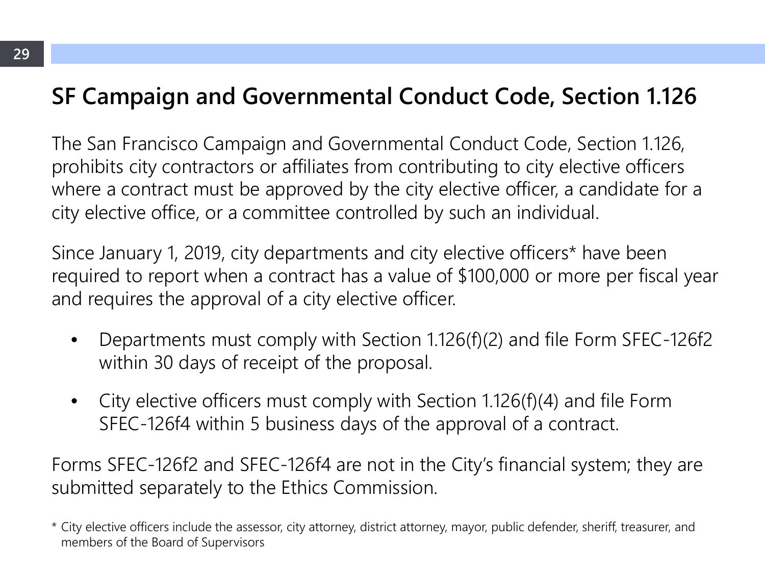## SF Campaign and Governmental Conduct Code, Section 1.126

The San Francisco Campaign and Governmental Conduct Code, Section 1.126, prohibits city contractors or affiliates from contributing to city elective officers where a contract must be approved by the city elective officer, a candidate for a city elective office, or a committee controlled by such an individual.

Since January 1, 2019, city departments and city elective officers* have been required to report when a contract has a value of $100,000 or more per fiscal year and requires the approval of a city elective officer.

- Departments must comply with Section 1.126(f)(2) and file Form SFEC-126f2 within 30 days of receipt of the proposal.
- City elective officers must comply with Section 1.126(f)(4) and file Form SFEC-126f4 within 5 business days of the approval of a contract.

Forms SFEC-126f2 and SFEC-126f4 are not in the City's financial system; they are submitted separately to the Ethics Commission.

* City elective officers include the assessor, city attorney, district attorney, mayor, public defender, sheriff, treasurer, and members of the Board of Supervisors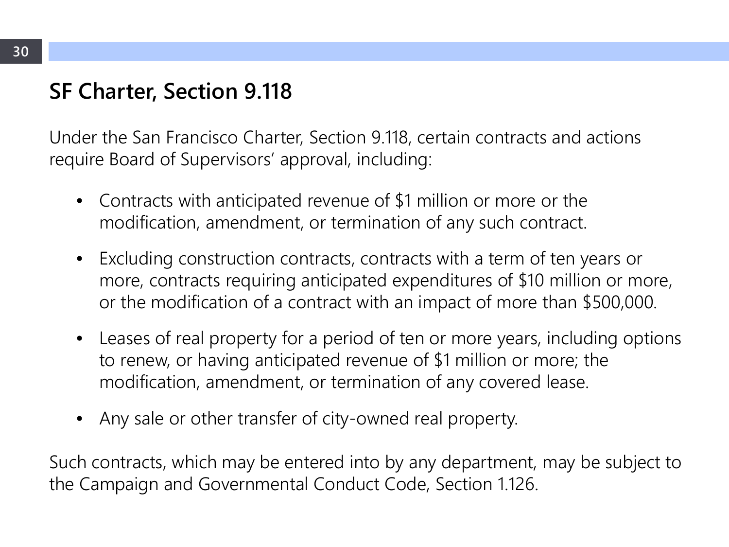## SF Charter, Section 9.118

Under the San Francisco Charter, Section 9.118, certain contracts and actions require Board of Supervisors' approval, including:

- Contracts with anticipated revenue of $1 million or more or the modification, amendment, or termination of any such contract.
- Excluding construction contracts, contracts with a term of ten years or more, contracts requiring anticipated expenditures of $10 million or more, or the modification of a contract with an impact of more than $500,000.
- Leases of real property for a period of ten or more years, including options to renew, or having anticipated revenue of $1 million or more; the modification, amendment, or termination of any covered lease.
- Any sale or other transfer of city-owned real property.

Such contracts, which may be entered into by any department, may be subject to the Campaign and Governmental Conduct Code, Section 1.126.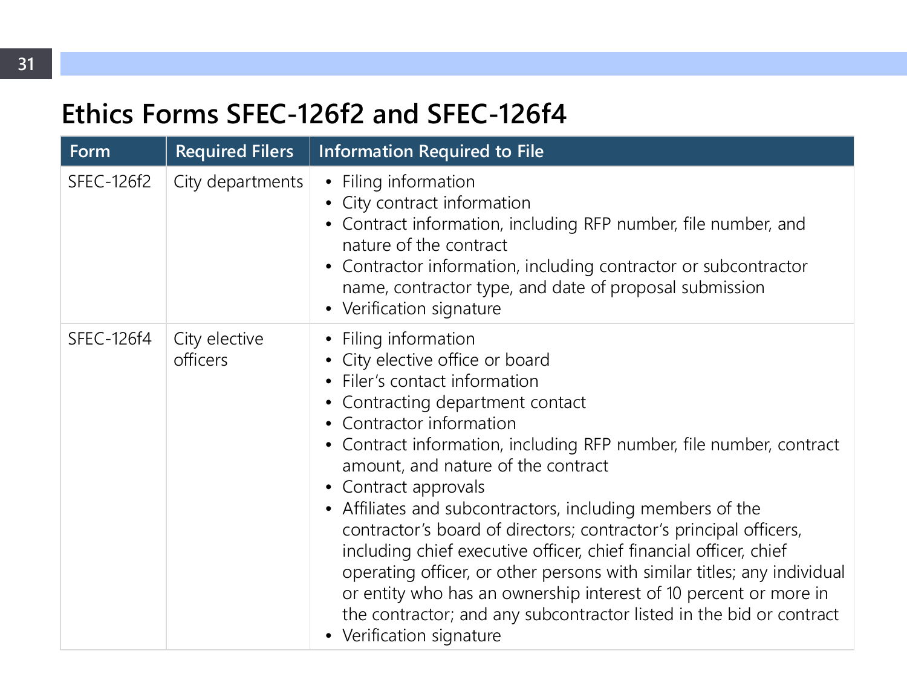## Ethics Forms SFEC-126f2 and SFEC-126f4

| Form | Required Filers | Information Required to File |
|---|---|---|
| SFEC-126f2 | City departments | • Filing information<br>• City contract information<br>• Contract information, including RFP number, file number, and nature of the contract<br>• Contractor information, including contractor or subcontractor name, contractor type, and date of proposal submission<br>• Verification signature |
| SFEC-126f4 | City elective officers | • Filing information<br>• City elective office or board<br>• Filer's contact information<br>• Contracting department contact<br>• Contractor information<br>• Contract information, including RFP number, file number, contract amount, and nature of the contract<br>• Contract approvals<br>• Affiliates and subcontractors, including members of the contractor's board of directors; contractor's principal officers, including chief executive officer, chief financial officer, chief operating officer, or other persons with similar titles; any individual or entity who has an ownership interest of 10 percent or more in the contractor; and any subcontractor listed in the bid or contract<br>• Verification signature |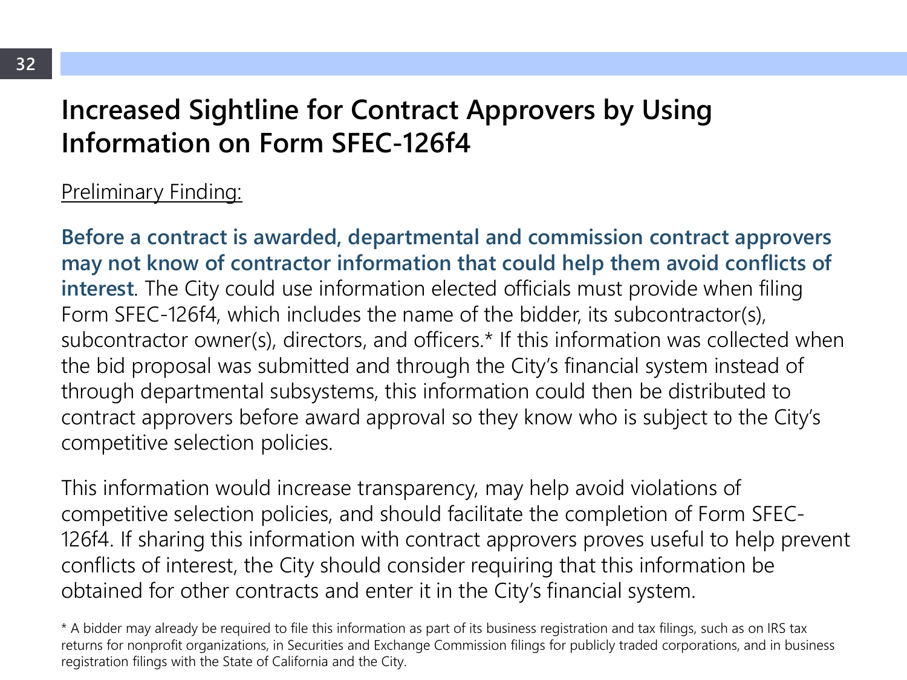# Increased Sightline for Contract Approvers by Using Information on Form SFEC-126f4

Preliminary Finding:

**Before a contract is awarded, departmental and commission contract approvers may not know of contractor information that could help them avoid conflicts of interest**. The City could use information elected officials must provide when filing Form SFEC-126f4, which includes the name of the bidder, its subcontractor(s), subcontractor owner(s), directors, and officers.* If this information was collected when the bid proposal was submitted and through the City's financial system instead of through departmental subsystems, this information could then be distributed to contract approvers before award approval so they know who is subject to the City's competitive selection policies.

This information would increase transparency, may help avoid violations of competitive selection policies, and should facilitate the completion of Form SFEC-126f4. If sharing this information with contract approvers proves useful to help prevent conflicts of interest, the City should consider requiring that this information be obtained for other contracts and enter it in the City's financial system.

* A bidder may already be required to file this information as part of its business registration and tax filings, such as on IRS tax returns for nonprofit organizations, in Securities and Exchange Commission filings for publicly traded corporations, and in business registration filings with the State of California and the City.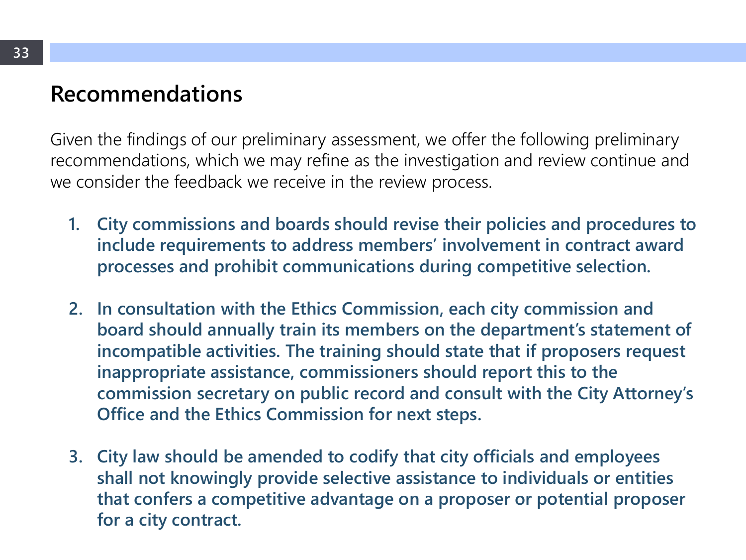## Recommendations

Given the findings of our preliminary assessment, we offer the following preliminary recommendations, which we may refine as the investigation and review continue and we consider the feedback we receive in the review process.

1. **City commissions and boards should revise their policies and procedures to include requirements to address members' involvement in contract award processes and prohibit communications during competitive selection.**

2. **In consultation with the Ethics Commission, each city commission and board should annually train its members on the department's statement of incompatible activities. The training should state that if proposers request inappropriate assistance, commissioners should report this to the commission secretary on public record and consult with the City Attorney's Office and the Ethics Commission for next steps.**

3. **City law should be amended to codify that city officials and employees shall not knowingly provide selective assistance to individuals or entities that confers a competitive advantage on a proposer or potential proposer for a city contract.**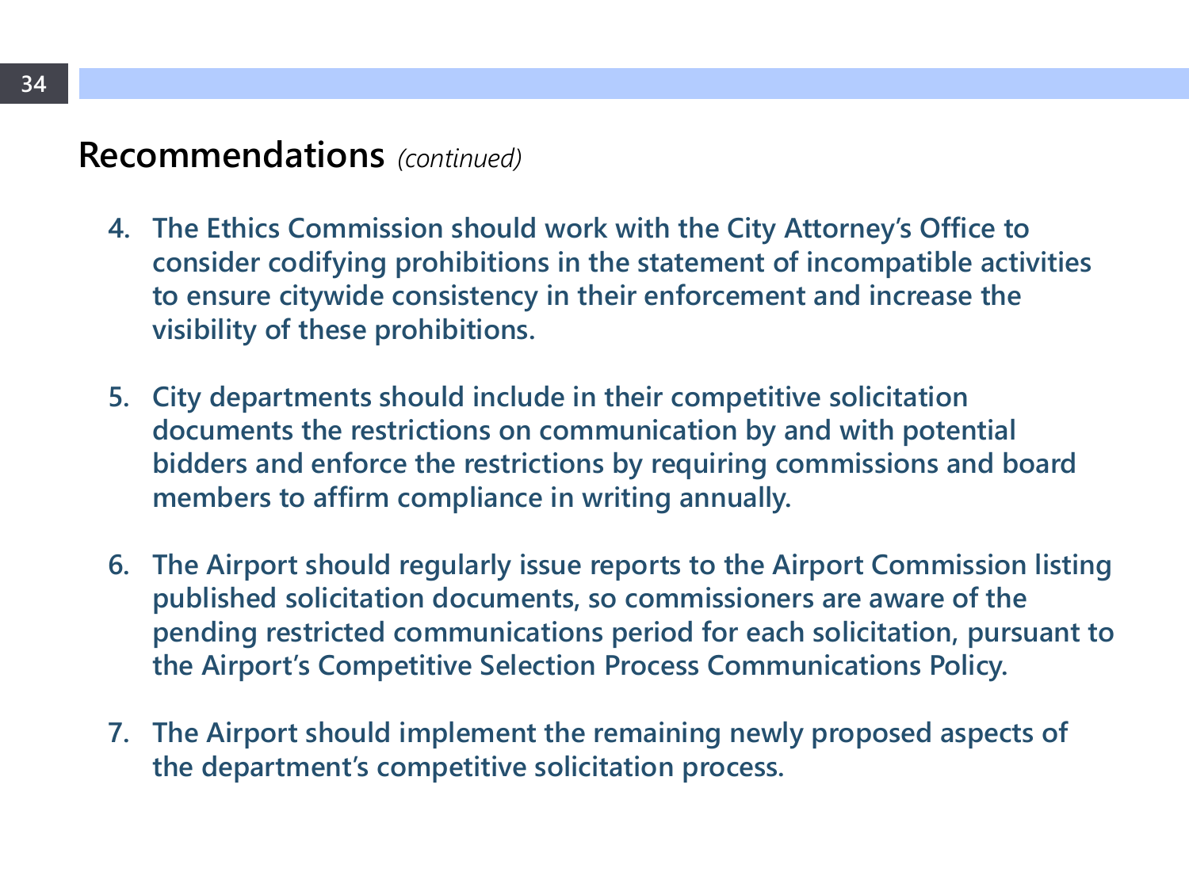## Recommendations *(continued)*

4. **The Ethics Commission should work with the City Attorney's Office to consider codifying prohibitions in the statement of incompatible activities to ensure citywide consistency in their enforcement and increase the visibility of these prohibitions.**

5. **City departments should include in their competitive solicitation documents the restrictions on communication by and with potential bidders and enforce the restrictions by requiring commissions and board members to affirm compliance in writing annually.**

6. **The Airport should regularly issue reports to the Airport Commission listing published solicitation documents, so commissioners are aware of the pending restricted communications period for each solicitation, pursuant to the Airport's Competitive Selection Process Communications Policy.**

7. **The Airport should implement the remaining newly proposed aspects of the department's competitive solicitation process.**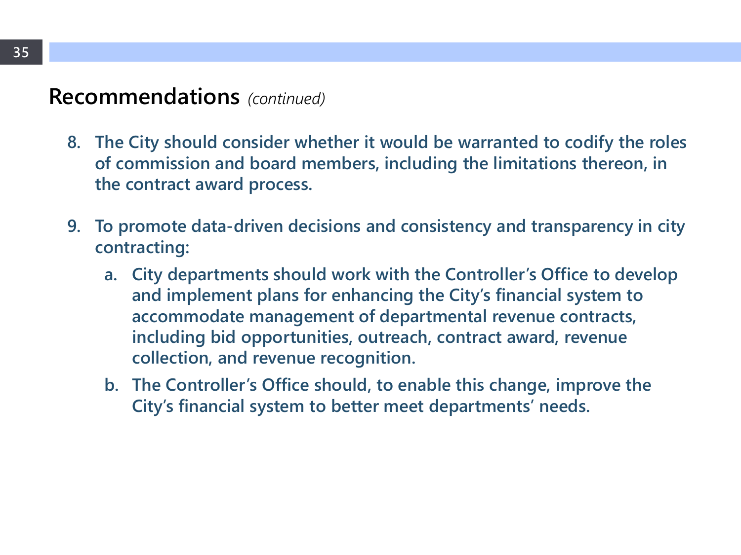## Recommendations *(continued)*

8. **The City should consider whether it would be warranted to codify the roles of commission and board members, including the limitations thereon, in the contract award process.**

9. **To promote data-driven decisions and consistency and transparency in city contracting:**

   a. **City departments should work with the Controller's Office to develop and implement plans for enhancing the City's financial system to accommodate management of departmental revenue contracts, including bid opportunities, outreach, contract award, revenue collection, and revenue recognition.**

   b. **The Controller's Office should, to enable this change, improve the City's financial system to better meet departments' needs.**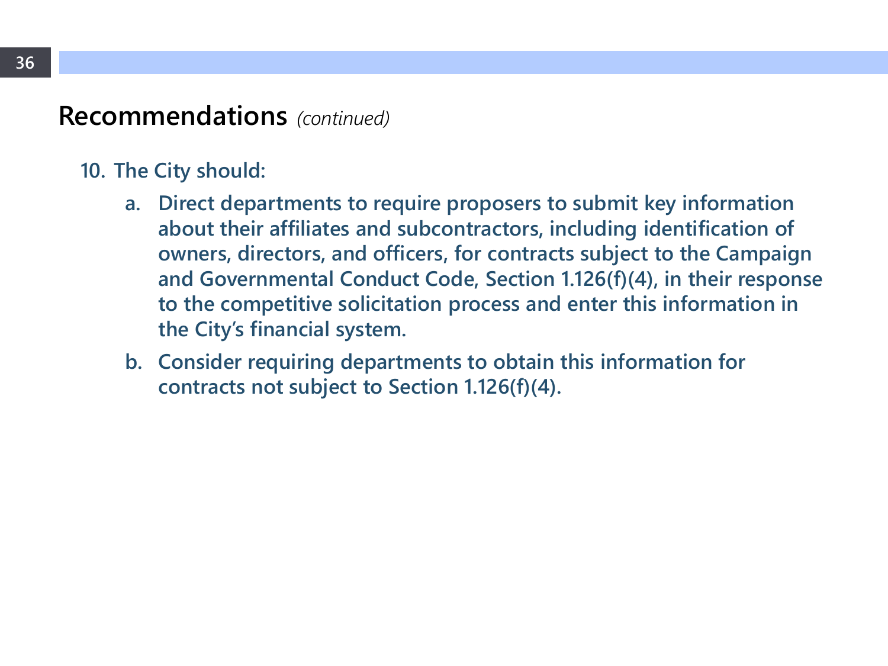## Recommendations *(continued)*

**10. The City should:**

   **a. Direct departments to require proposers to submit key information about their affiliates and subcontractors, including identification of owners, directors, and officers, for contracts subject to the Campaign and Governmental Conduct Code, Section 1.126(f)(4), in their response to the competitive solicitation process and enter this information in the City's financial system.**

   **b. Consider requiring departments to obtain this information for contracts not subject to Section 1.126(f)(4).**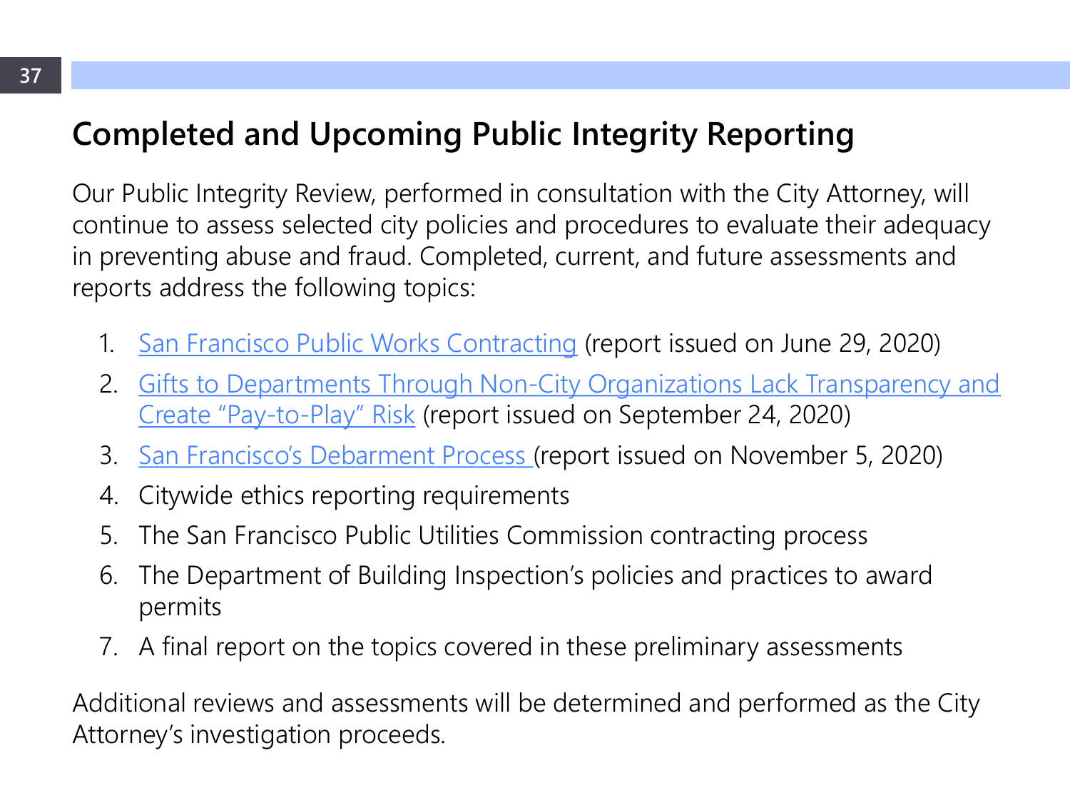## Completed and Upcoming Public Integrity Reporting

Our Public Integrity Review, performed in consultation with the City Attorney, will continue to assess selected city policies and procedures to evaluate their adequacy in preventing abuse and fraud. Completed, current, and future assessments and reports address the following topics:

1. San Francisco Public Works Contracting (report issued on June 29, 2020)
2. Gifts to Departments Through Non-City Organizations Lack Transparency and Create "Pay-to-Play" Risk (report issued on September 24, 2020)
3. San Francisco's Debarment Process (report issued on November 5, 2020)
4. Citywide ethics reporting requirements
5. The San Francisco Public Utilities Commission contracting process
6. The Department of Building Inspection's policies and practices to award permits
7. A final report on the topics covered in these preliminary assessments

Additional reviews and assessments will be determined and performed as the City Attorney's investigation proceeds.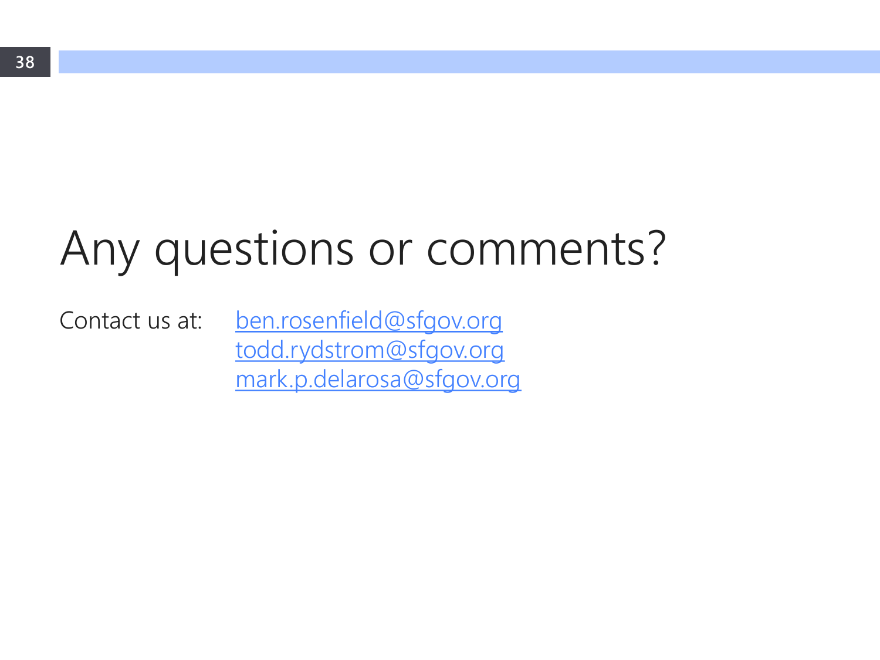# Any questions or comments?

Contact us at: ben.rosenfield@sfgov.org
todd.rydstrom@sfgov.org
mark.p.delarosa@sfgov.org